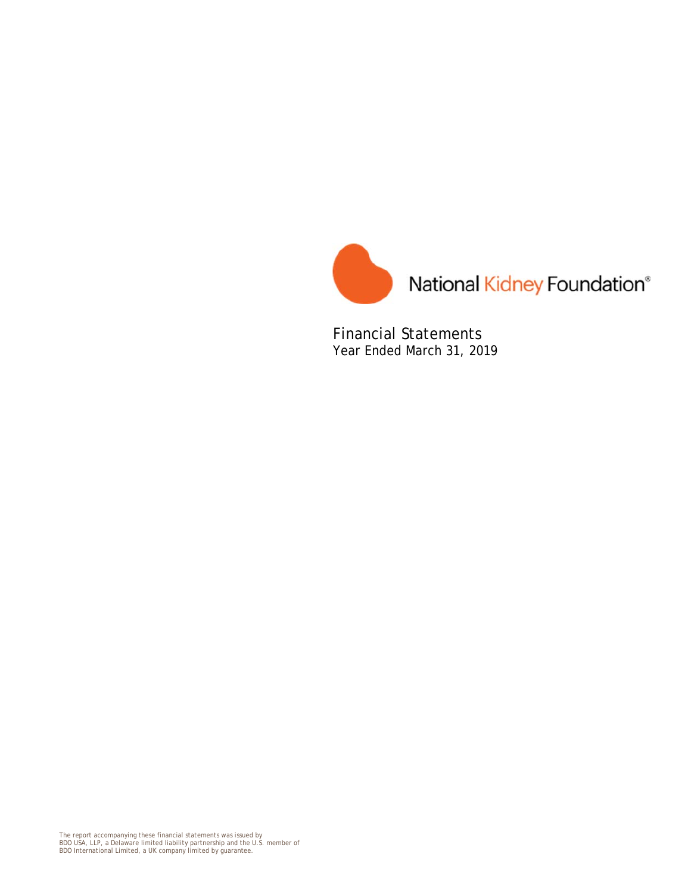National Kidney Foundation®

# Financial Statements
Year Ended March 31, 2019

The report accompanying these financial statements was issued by
BDO USA, LLP, a Delaware limited liability partnership and the U.S. member of
BDO International Limited, a UK company limited by guarantee.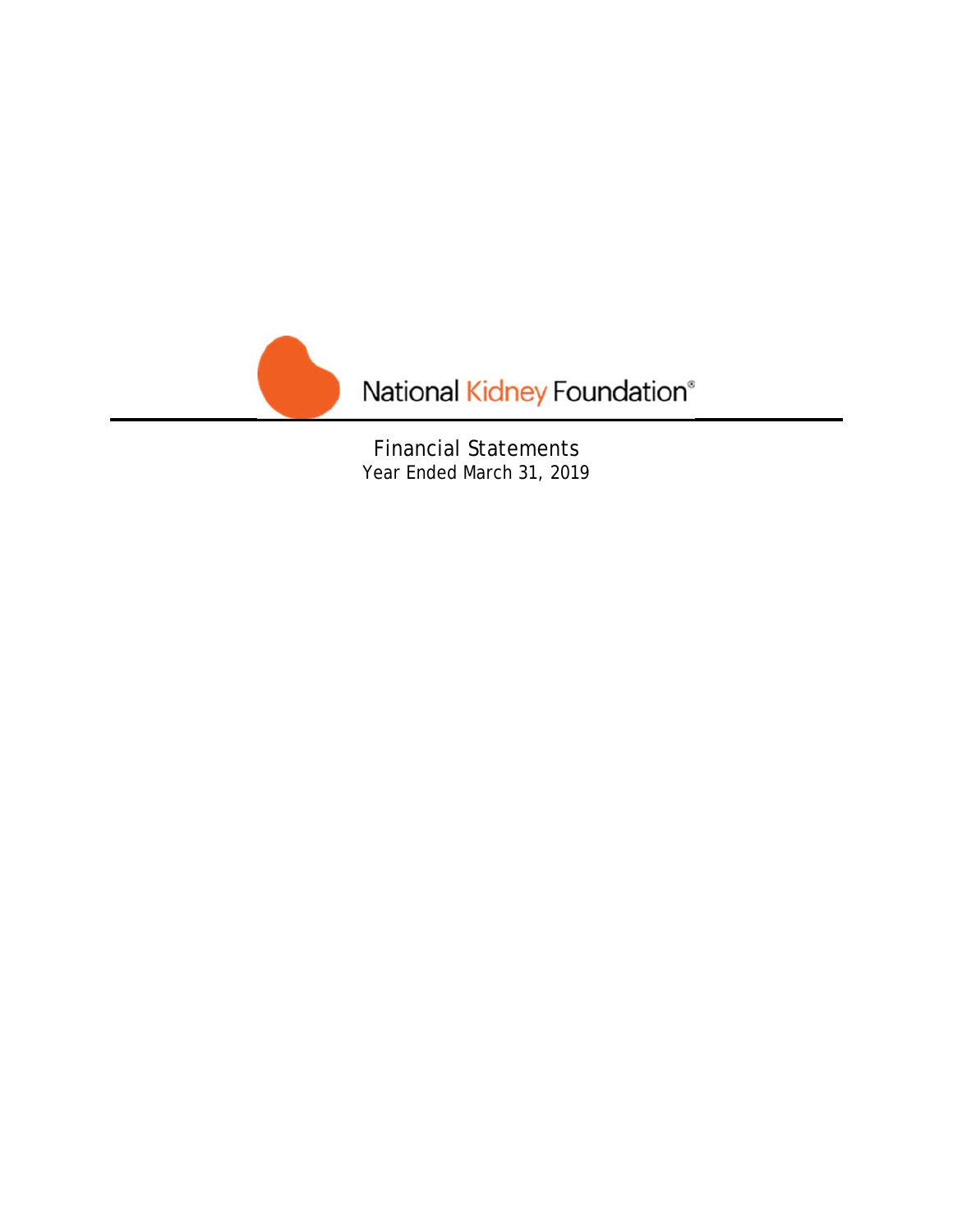National Kidney Foundation®

Financial Statements

Year Ended March 31, 2019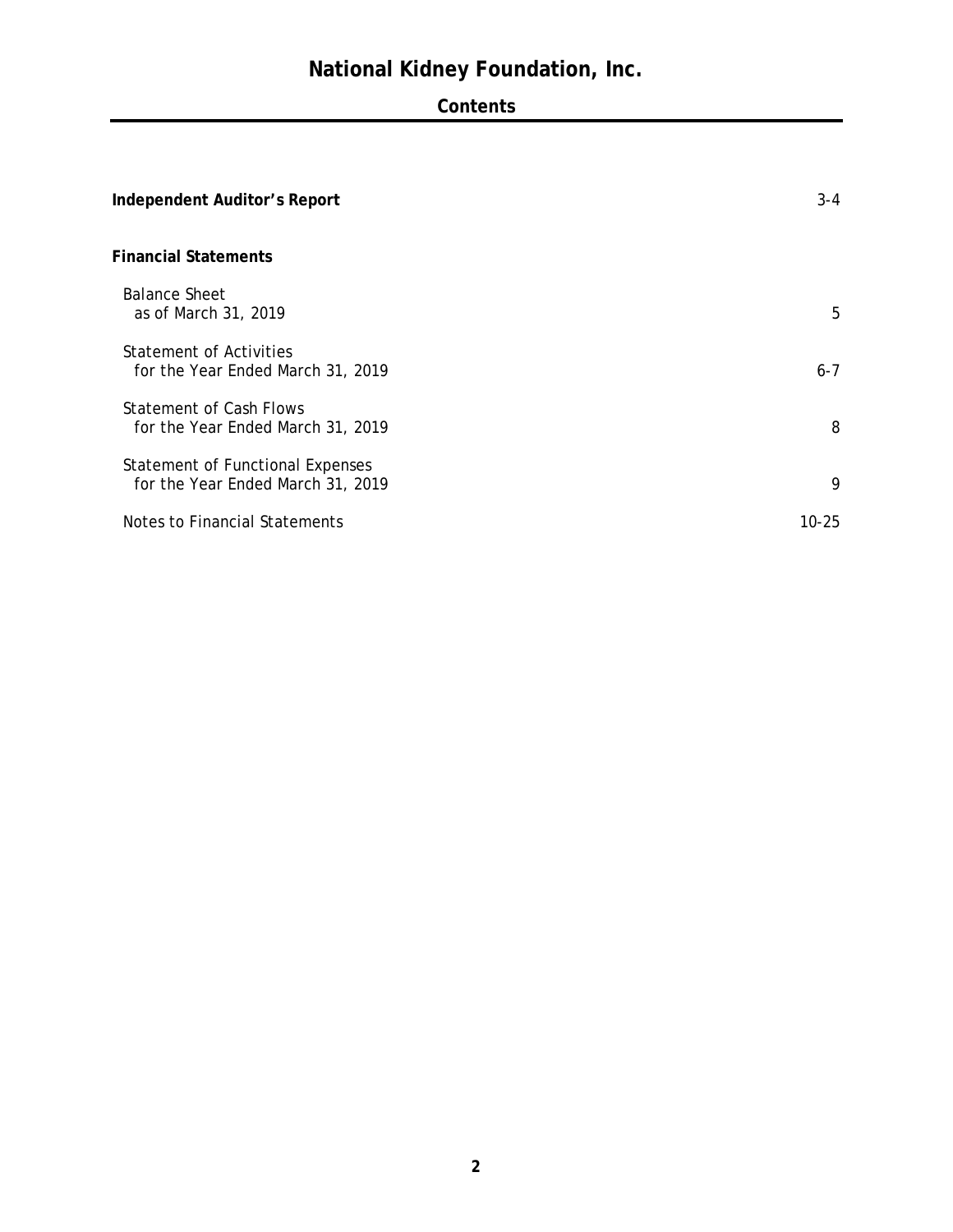# National Kidney Foundation, Inc.

## Contents

| | |
|---|---|
| **Independent Auditor's Report** | 3-4 |
| **Financial Statements** | |
| Balance Sheet as of March 31, 2019 | 5 |
| Statement of Activities for the Year Ended March 31, 2019 | 6-7 |
| Statement of Cash Flows for the Year Ended March 31, 2019 | 8 |
| Statement of Functional Expenses for the Year Ended March 31, 2019 | 9 |
| Notes to Financial Statements | 10-25 |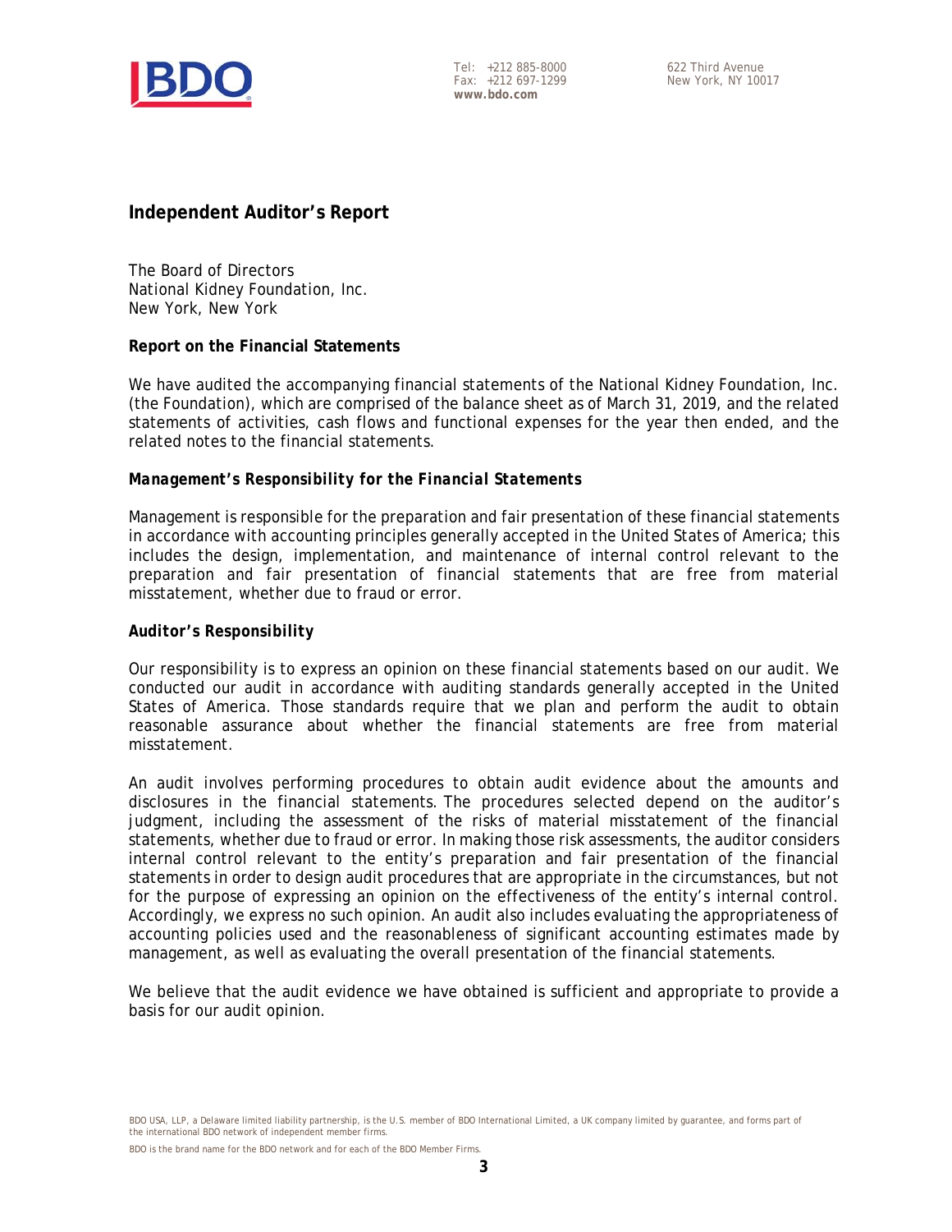Tel: +212 885-8000
Fax: +212 697-1299
**www.bdo.com**

622 Third Avenue
New York, NY 10017

## Independent Auditor's Report

The Board of Directors
National Kidney Foundation, Inc.
New York, New York

**Report on the Financial Statements**

We have audited the accompanying financial statements of the National Kidney Foundation, Inc. (the Foundation), which are comprised of the balance sheet as of March 31, 2019, and the related statements of activities, cash flows and functional expenses for the year then ended, and the related notes to the financial statements.

***Management's Responsibility for the Financial Statements***

Management is responsible for the preparation and fair presentation of these financial statements in accordance with accounting principles generally accepted in the United States of America; this includes the design, implementation, and maintenance of internal control relevant to the preparation and fair presentation of financial statements that are free from material misstatement, whether due to fraud or error.

***Auditor's Responsibility***

Our responsibility is to express an opinion on these financial statements based on our audit. We conducted our audit in accordance with auditing standards generally accepted in the United States of America. Those standards require that we plan and perform the audit to obtain reasonable assurance about whether the financial statements are free from material misstatement.

An audit involves performing procedures to obtain audit evidence about the amounts and disclosures in the financial statements. The procedures selected depend on the auditor's judgment, including the assessment of the risks of material misstatement of the financial statements, whether due to fraud or error. In making those risk assessments, the auditor considers internal control relevant to the entity's preparation and fair presentation of the financial statements in order to design audit procedures that are appropriate in the circumstances, but not for the purpose of expressing an opinion on the effectiveness of the entity's internal control. Accordingly, we express no such opinion. An audit also includes evaluating the appropriateness of accounting policies used and the reasonableness of significant accounting estimates made by management, as well as evaluating the overall presentation of the financial statements.

We believe that the audit evidence we have obtained is sufficient and appropriate to provide a basis for our audit opinion.

BDO USA, LLP, a Delaware limited liability partnership, is the U.S. member of BDO International Limited, a UK company limited by guarantee, and forms part of the international BDO network of independent member firms.

BDO is the brand name for the BDO network and for each of the BDO Member Firms.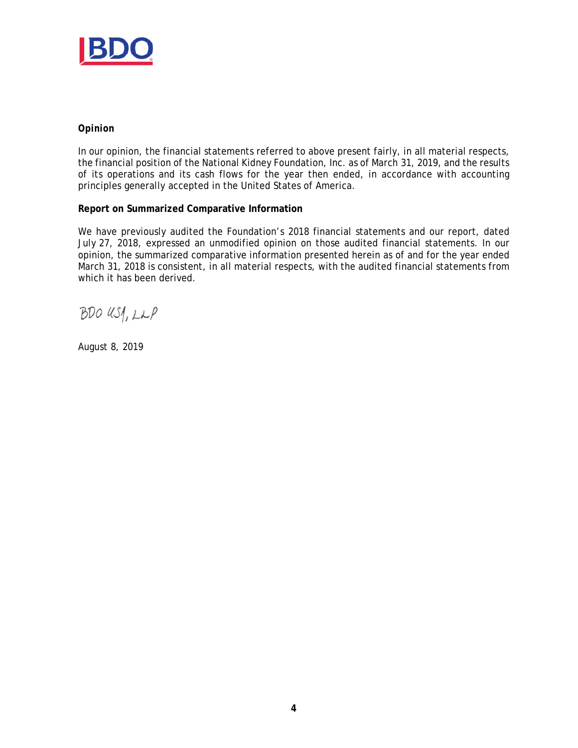**Opinion**

In our opinion, the financial statements referred to above present fairly, in all material respects, the financial position of the National Kidney Foundation, Inc. as of March 31, 2019, and the results of its operations and its cash flows for the year then ended, in accordance with accounting principles generally accepted in the United States of America.

**Report on Summarized Comparative Information**

We have previously audited the Foundation's 2018 financial statements and our report, dated July 27, 2018, expressed an unmodified opinion on those audited financial statements. In our opinion, the summarized comparative information presented herein as of and for the year ended March 31, 2018 is consistent, in all material respects, with the audited financial statements from which it has been derived.

BDO USA, LLP

August 8, 2019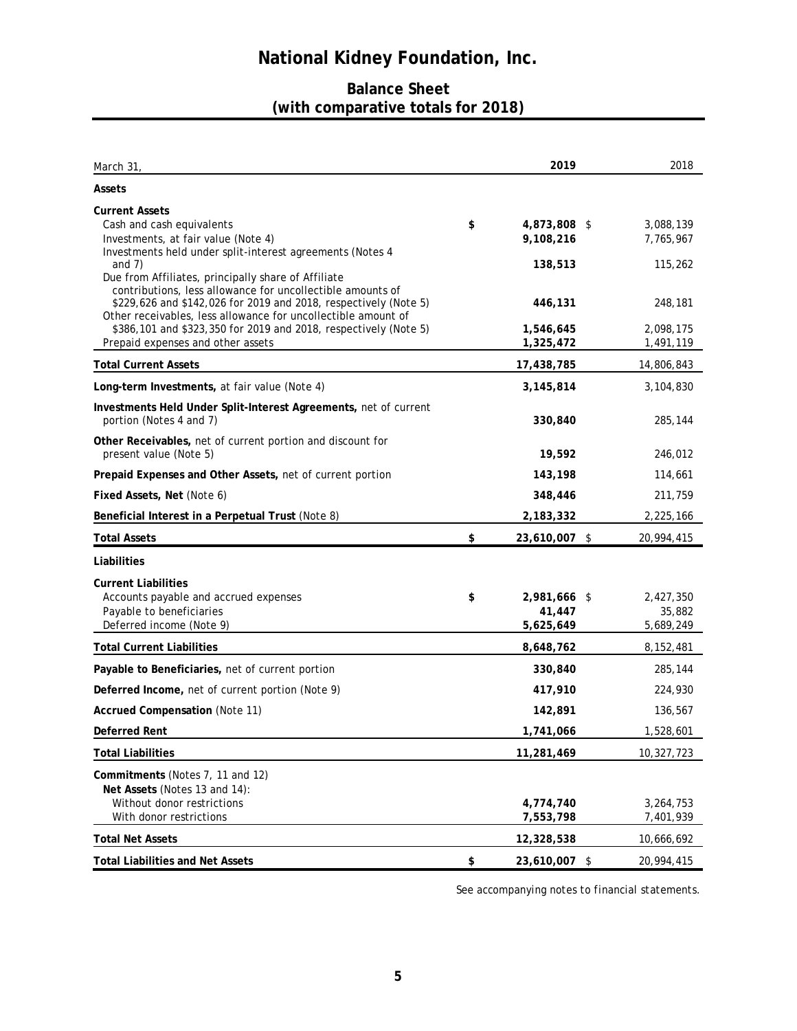# National Kidney Foundation, Inc.

## Balance Sheet
## (with comparative totals for 2018)

| March 31, | 2019 | 2018 |
|---|---|---|
| **Assets** | | |
| **Current Assets** | | |
| Cash and cash equivalents | $ 4,873,808 | $ 3,088,139 |
| Investments, at fair value (Note 4) | 9,108,216 | 7,765,967 |
| Investments held under split-interest agreements (Notes 4 and 7) | 138,513 | 115,262 |
| Due from Affiliates, principally share of Affiliate contributions, less allowance for uncollectible amounts of $229,626 and $142,026 for 2019 and 2018, respectively (Note 5) | 446,131 | 248,181 |
| Other receivables, less allowance for uncollectible amount of $386,101 and $323,350 for 2019 and 2018, respectively (Note 5) | 1,546,645 | 2,098,175 |
| Prepaid expenses and other assets | 1,325,472 | 1,491,119 |
| **Total Current Assets** | 17,438,785 | 14,806,843 |
| **Long-term Investments,** at fair value (Note 4) | 3,145,814 | 3,104,830 |
| **Investments Held Under Split-Interest Agreements,** net of current portion (Notes 4 and 7) | 330,840 | 285,144 |
| **Other Receivables,** net of current portion and discount for present value (Note 5) | 19,592 | 246,012 |
| **Prepaid Expenses and Other Assets,** net of current portion | 143,198 | 114,661 |
| **Fixed Assets, Net** (Note 6) | 348,446 | 211,759 |
| **Beneficial Interest in a Perpetual Trust** (Note 8) | 2,183,332 | 2,225,166 |
| **Total Assets** | $ 23,610,007 | $ 20,994,415 |
| **Liabilities** | | |
| **Current Liabilities** | | |
| Accounts payable and accrued expenses | $ 2,981,666 | $ 2,427,350 |
| Payable to beneficiaries | 41,447 | 35,882 |
| Deferred income (Note 9) | 5,625,649 | 5,689,249 |
| **Total Current Liabilities** | 8,648,762 | 8,152,481 |
| **Payable to Beneficiaries,** net of current portion | 330,840 | 285,144 |
| **Deferred Income,** net of current portion (Note 9) | 417,910 | 224,930 |
| **Accrued Compensation** (Note 11) | 142,891 | 136,567 |
| **Deferred Rent** | 1,741,066 | 1,528,601 |
| **Total Liabilities** | 11,281,469 | 10,327,723 |
| **Commitments** (Notes 7, 11 and 12) | | |
| **Net Assets** (Notes 13 and 14): | | |
| Without donor restrictions | 4,774,740 | 3,264,753 |
| With donor restrictions | 7,553,798 | 7,401,939 |
| **Total Net Assets** | 12,328,538 | 10,666,692 |
| **Total Liabilities and Net Assets** | $ 23,610,007 | $ 20,994,415 |

*See accompanying notes to financial statements.*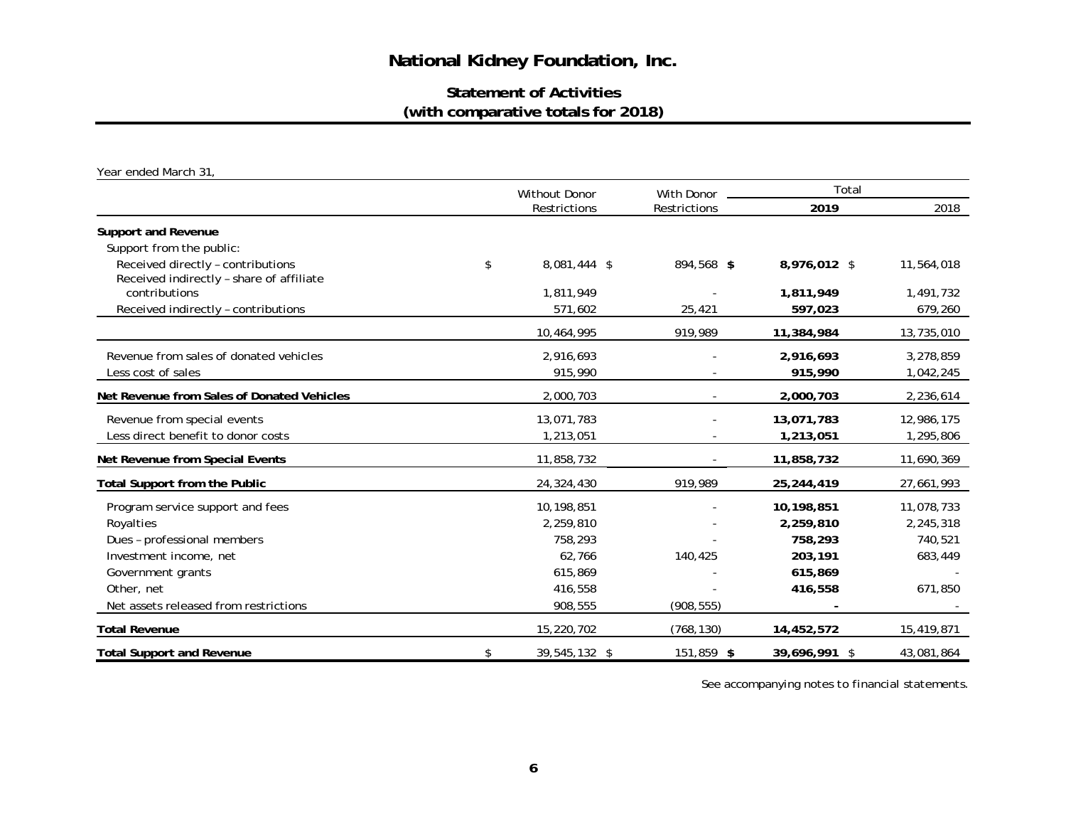# National Kidney Foundation, Inc.

## Statement of Activities
## (with comparative totals for 2018)

Year ended March 31,

| | Without Donor Restrictions | With Donor Restrictions | Total | |
|---|---|---|---|---|
| | | | **2019** | 2018 |
| **Support and Revenue** | | | | |
| Support from the public: | | | | |
| Received directly – contributions | $ 8,081,444 | $ 894,568 | **$ 8,976,012** | $ 11,564,018 |
| Received indirectly – share of affiliate contributions | 1,811,949 | - | **1,811,949** | 1,491,732 |
| Received indirectly – contributions | 571,602 | 25,421 | **597,023** | 679,260 |
| | 10,464,995 | 919,989 | **11,384,984** | 13,735,010 |
| Revenue from sales of donated vehicles | 2,916,693 | - | **2,916,693** | 3,278,859 |
| Less cost of sales | 915,990 | - | **915,990** | 1,042,245 |
| **Net Revenue from Sales of Donated Vehicles** | 2,000,703 | - | **2,000,703** | 2,236,614 |
| Revenue from special events | 13,071,783 | - | **13,071,783** | 12,986,175 |
| Less direct benefit to donor costs | 1,213,051 | - | **1,213,051** | 1,295,806 |
| **Net Revenue from Special Events** | 11,858,732 | - | **11,858,732** | 11,690,369 |
| **Total Support from the Public** | 24,324,430 | 919,989 | **25,244,419** | 27,661,993 |
| Program service support and fees | 10,198,851 | - | **10,198,851** | 11,078,733 |
| Royalties | 2,259,810 | - | **2,259,810** | 2,245,318 |
| Dues – professional members | 758,293 | - | **758,293** | 740,521 |
| Investment income, net | 62,766 | 140,425 | **203,191** | 683,449 |
| Government grants | 615,869 | - | **615,869** | - |
| Other, net | 416,558 | - | **416,558** | 671,850 |
| Net assets released from restrictions | 908,555 | (908,555) | **-** | - |
| **Total Revenue** | 15,220,702 | (768,130) | **14,452,572** | 15,419,871 |
| **Total Support and Revenue** | $ 39,545,132 | $ 151,859 | **$ 39,696,991** | $ 43,081,864 |

See accompanying notes to financial statements.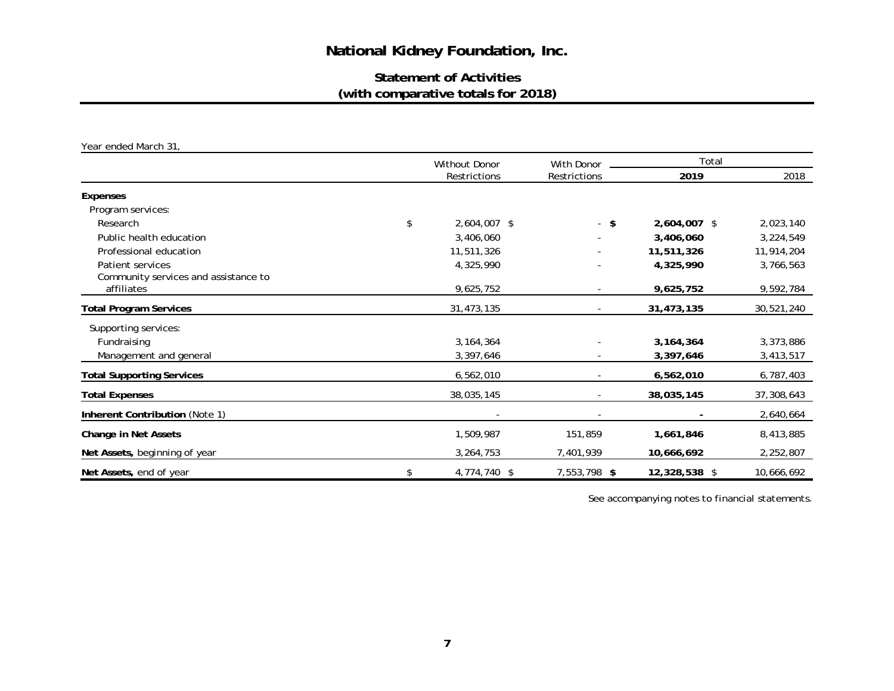# National Kidney Foundation, Inc.

## Statement of Activities
## (with comparative totals for 2018)

Year ended March 31,

| | Without Donor Restrictions | With Donor Restrictions | Total | |
|---|---|---|---|---|
| | | | **2019** | 2018 |
| **Expenses** | | | | |
| Program services: | | | | |
| Research | $ 2,604,007 | $ - | **$ 2,604,007** | $ 2,023,140 |
| Public health education | 3,406,060 | - | **3,406,060** | 3,224,549 |
| Professional education | 11,511,326 | - | **11,511,326** | 11,914,204 |
| Patient services | 4,325,990 | - | **4,325,990** | 3,766,563 |
| Community services and assistance to affiliates | 9,625,752 | - | **9,625,752** | 9,592,784 |
| **Total Program Services** | 31,473,135 | - | **31,473,135** | 30,521,240 |
| Supporting services: | | | | |
| Fundraising | 3,164,364 | - | **3,164,364** | 3,373,886 |
| Management and general | 3,397,646 | - | **3,397,646** | 3,413,517 |
| **Total Supporting Services** | 6,562,010 | - | **6,562,010** | 6,787,403 |
| **Total Expenses** | 38,035,145 | - | **38,035,145** | 37,308,643 |
| **Inherent Contribution** (Note 1) | - | - | **-** | 2,640,664 |
| **Change in Net Assets** | 1,509,987 | 151,859 | **1,661,846** | 8,413,885 |
| **Net Assets,** beginning of year | 3,264,753 | 7,401,939 | **10,666,692** | 2,252,807 |
| **Net Assets,** end of year | $ 4,774,740 | $ 7,553,798 | **$ 12,328,538** | $ 10,666,692 |

See accompanying notes to financial statements.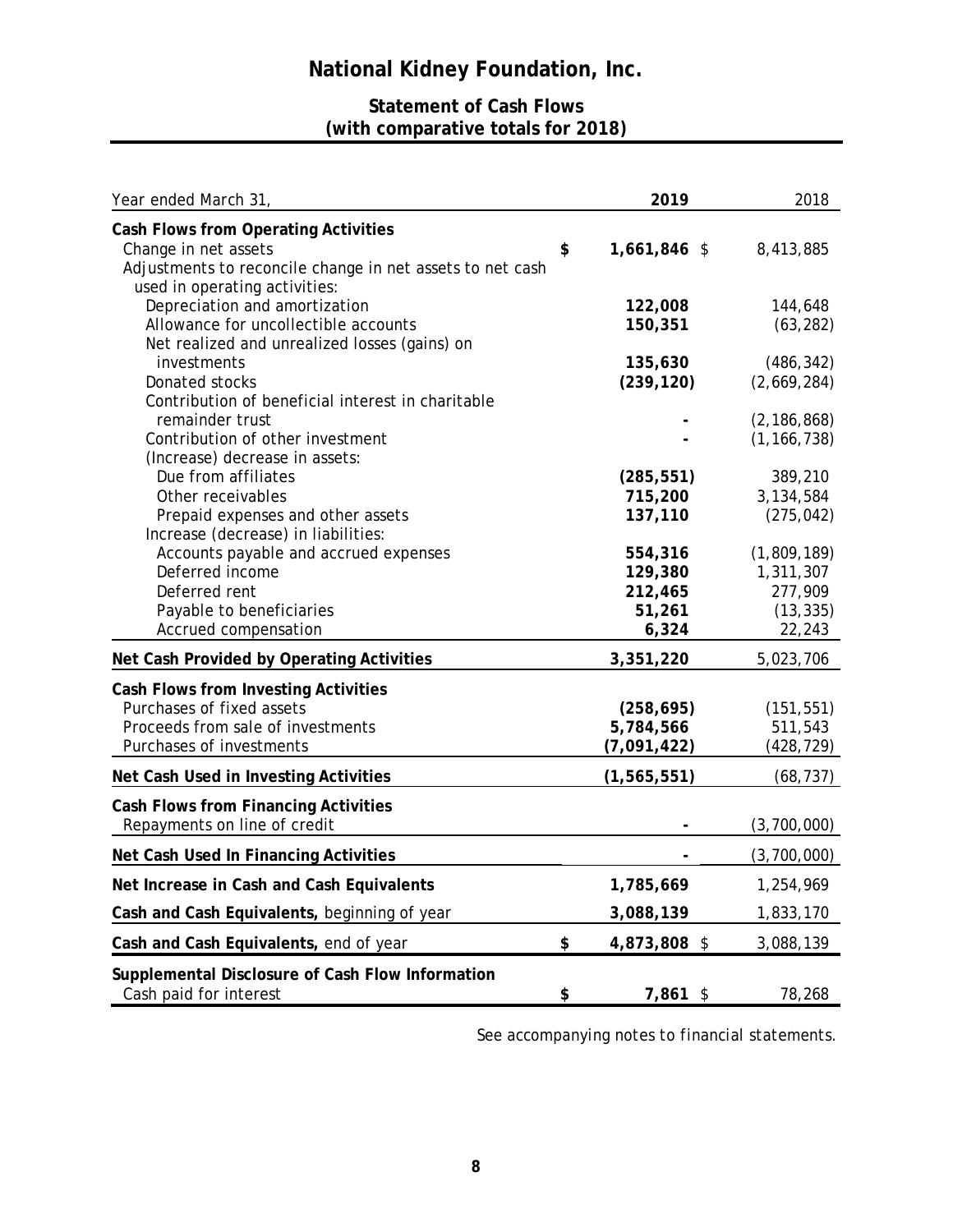# National Kidney Foundation, Inc.

## Statement of Cash Flows
## (with comparative totals for 2018)

| Year ended March 31, | 2019 | 2018 |
|---|---|---|
| **Cash Flows from Operating Activities** | | |
| Change in net assets | **$ 1,661,846** | $ 8,413,885 |
| Adjustments to reconcile change in net assets to net cash used in operating activities: | | |
| Depreciation and amortization | **122,008** | 144,648 |
| Allowance for uncollectible accounts | **150,351** | (63,282) |
| Net realized and unrealized losses (gains) on investments | **135,630** | (486,342) |
| Donated stocks | **(239,120)** | (2,669,284) |
| Contribution of beneficial interest in charitable remainder trust | **-** | (2,186,868) |
| Contribution of other investment | **-** | (1,166,738) |
| (Increase) decrease in assets: | | |
| Due from affiliates | **(285,551)** | 389,210 |
| Other receivables | **715,200** | 3,134,584 |
| Prepaid expenses and other assets | **137,110** | (275,042) |
| Increase (decrease) in liabilities: | | |
| Accounts payable and accrued expenses | **554,316** | (1,809,189) |
| Deferred income | **129,380** | 1,311,307 |
| Deferred rent | **212,465** | 277,909 |
| Payable to beneficiaries | **51,261** | (13,335) |
| Accrued compensation | **6,324** | 22,243 |
| **Net Cash Provided by Operating Activities** | **3,351,220** | 5,023,706 |
| **Cash Flows from Investing Activities** | | |
| Purchases of fixed assets | **(258,695)** | (151,551) |
| Proceeds from sale of investments | **5,784,566** | 511,543 |
| Purchases of investments | **(7,091,422)** | (428,729) |
| **Net Cash Used in Investing Activities** | **(1,565,551)** | (68,737) |
| **Cash Flows from Financing Activities** | | |
| Repayments on line of credit | **-** | (3,700,000) |
| **Net Cash Used In Financing Activities** | **-** | (3,700,000) |
| **Net Increase in Cash and Cash Equivalents** | **1,785,669** | 1,254,969 |
| **Cash and Cash Equivalents,** beginning of year | **3,088,139** | 1,833,170 |
| **Cash and Cash Equivalents,** end of year | **$ 4,873,808** | $ 3,088,139 |
| **Supplemental Disclosure of Cash Flow Information** | | |
| Cash paid for interest | **$ 7,861** | $ 78,268 |

*See accompanying notes to financial statements.*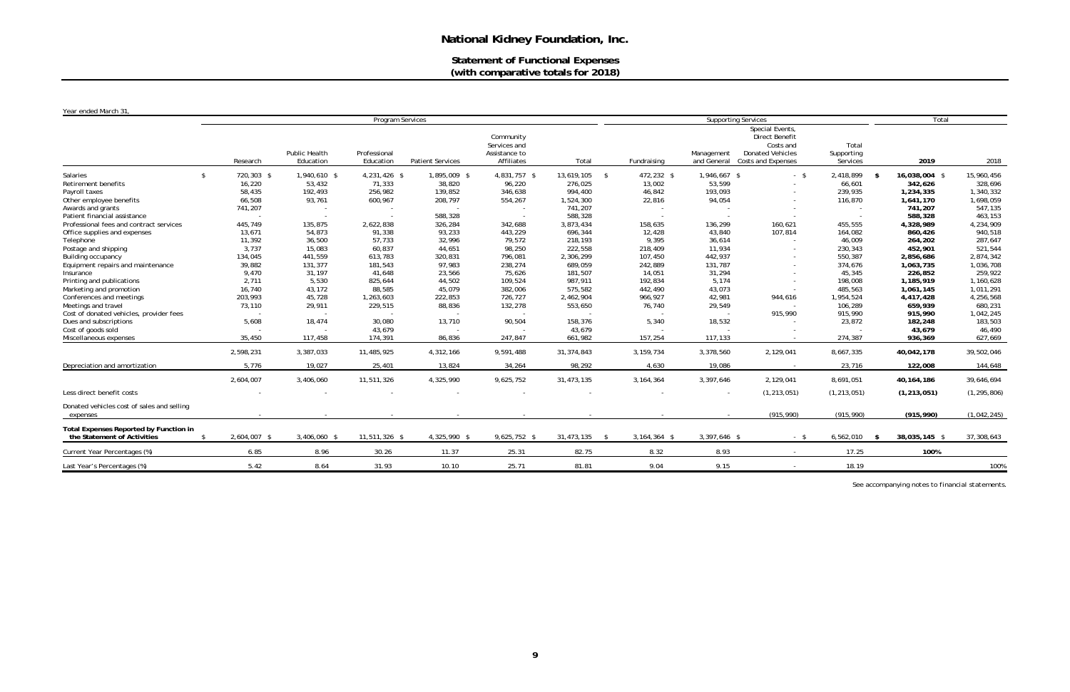# National Kidney Foundation, Inc.

## Statement of Functional Expenses
### (with comparative totals for 2018)

Year ended March 31,

| | Program Services | | | | | | Supporting Services | | | | Total | |
|---|---|---|---|---|---|---|---|---|---|---|---|---|
| | Research | Public Health Education | Professional Education | Patient Services | Community Services and Assistance to Affiliates | Total | Fundraising | Management and General | Special Events, Direct Benefit Costs and Donated Vehicles Costs and Expenses | Total Supporting Services | 2019 | 2018 |
| Salaries | $ 720,303 | $ 1,940,610 | $ 4,231,426 | $ 1,895,009 | $ 4,831,757 | $ 13,619,105 | $ 472,232 | $ 1,946,667 | $ - | $ 2,418,899 | **$ 16,038,004** | $ 15,960,456 |
| Retirement benefits | 16,220 | 53,432 | 71,333 | 38,820 | 96,220 | 276,025 | 13,002 | 53,599 | - | 66,601 | **342,626** | 328,696 |
| Payroll taxes | 58,435 | 192,493 | 256,982 | 139,852 | 346,638 | 994,400 | 46,842 | 193,093 | - | 239,935 | **1,234,335** | 1,340,332 |
| Other employee benefits | 66,508 | 93,761 | 600,967 | 208,797 | 554,267 | 1,524,300 | 22,816 | 94,054 | - | 116,870 | **1,641,170** | 1,698,059 |
| Awards and grants | 741,207 | - | - | - | - | 741,207 | - | - | - | - | **741,207** | 547,135 |
| Patient financial assistance | - | - | - | 588,328 | - | 588,328 | - | - | - | - | **588,328** | 463,153 |
| Professional fees and contract services | 445,749 | 135,875 | 2,622,838 | 326,284 | 342,688 | 3,873,434 | 158,635 | 136,299 | 160,621 | 455,555 | **4,328,989** | 4,234,909 |
| Office supplies and expenses | 13,671 | 54,873 | 91,338 | 93,233 | 443,229 | 696,344 | 12,428 | 43,840 | 107,814 | 164,082 | **860,426** | 940,518 |
| Telephone | 11,392 | 36,500 | 57,733 | 32,996 | 79,572 | 218,193 | 9,395 | 36,614 | - | 46,009 | **264,202** | 287,647 |
| Postage and shipping | 3,737 | 15,083 | 60,837 | 44,651 | 98,250 | 222,558 | 218,409 | 11,934 | - | 230,343 | **452,901** | 521,544 |
| Building occupancy | 134,045 | 441,559 | 613,783 | 320,831 | 796,081 | 2,306,299 | 107,450 | 442,937 | - | 550,387 | **2,856,686** | 2,874,342 |
| Equipment repairs and maintenance | 39,882 | 131,377 | 181,543 | 97,983 | 238,274 | 689,059 | 242,889 | 131,787 | - | 374,676 | **1,063,735** | 1,036,708 |
| Insurance | 9,470 | 31,197 | 41,648 | 23,566 | 75,626 | 181,507 | 14,051 | 31,294 | - | 45,345 | **226,852** | 259,922 |
| Printing and publications | 2,711 | 5,530 | 825,644 | 44,502 | 109,524 | 987,911 | 192,834 | 5,174 | - | 198,008 | **1,185,919** | 1,160,628 |
| Marketing and promotion | 16,740 | 43,172 | 88,585 | 45,079 | 382,006 | 575,582 | 442,490 | 43,073 | - | 485,563 | **1,061,145** | 1,011,291 |
| Conferences and meetings | 203,993 | 45,728 | 1,263,603 | 222,853 | 726,727 | 2,462,904 | 966,927 | 42,981 | 944,616 | 1,954,524 | **4,417,428** | 4,256,568 |
| Meetings and travel | 73,110 | 29,911 | 229,515 | 88,836 | 132,278 | 553,650 | 76,740 | 29,549 | - | 106,289 | **659,939** | 680,231 |
| Cost of donated vehicles, provider fees | - | - | - | - | - | - | - | - | 915,990 | 915,990 | **915,990** | 1,042,245 |
| Dues and subscriptions | 5,608 | 18,474 | 30,080 | 13,710 | 90,504 | 158,376 | 5,340 | 18,532 | - | 23,872 | **182,248** | 183,503 |
| Cost of goods sold | - | - | 43,679 | - | - | 43,679 | - | - | - | - | **43,679** | 46,490 |
| Miscellaneous expenses | 35,450 | 117,458 | 174,391 | 86,836 | 247,847 | 661,982 | 157,254 | 117,133 | - | 274,387 | **936,369** | 627,669 |
| | 2,598,231 | 3,387,033 | 11,485,925 | 4,312,166 | 9,591,488 | 31,374,843 | 3,159,734 | 3,378,560 | 2,129,041 | 8,667,335 | **40,042,178** | 39,502,046 |
| Depreciation and amortization | 5,776 | 19,027 | 25,401 | 13,824 | 34,264 | 98,292 | 4,630 | 19,086 | - | 23,716 | **122,008** | 144,648 |
| | 2,604,007 | 3,406,060 | 11,511,326 | 4,325,990 | 9,625,752 | 31,473,135 | 3,164,364 | 3,397,646 | 2,129,041 | 8,691,051 | **40,164,186** | 39,646,694 |
| Less direct benefit costs | - | - | - | - | - | - | - | - | (1,213,051) | (1,213,051) | **(1,213,051)** | (1,295,806) |
| Donated vehicles cost of sales and selling expenses | - | - | - | - | - | - | - | - | (915,990) | (915,990) | **(915,990)** | (1,042,245) |
| **Total Expenses Reported by Function in the Statement of Activities** | $ 2,604,007 | $ 3,406,060 | $ 11,511,326 | $ 4,325,990 | $ 9,625,752 | $ 31,473,135 | $ 3,164,364 | $ 3,397,646 | $ - | $ 6,562,010 | **$ 38,035,145** | $ 37,308,643 |
| Current Year Percentages (%) | 6.85 | 8.96 | 30.26 | 11.37 | 25.31 | 82.75 | 8.32 | 8.93 | - | 17.25 | **100%** | |
| Last Year's Percentages (%) | 5.42 | 8.64 | 31.93 | 10.10 | 25.71 | 81.81 | 9.04 | 9.15 | - | 18.19 | | 100% |

See accompanying notes to financial statements.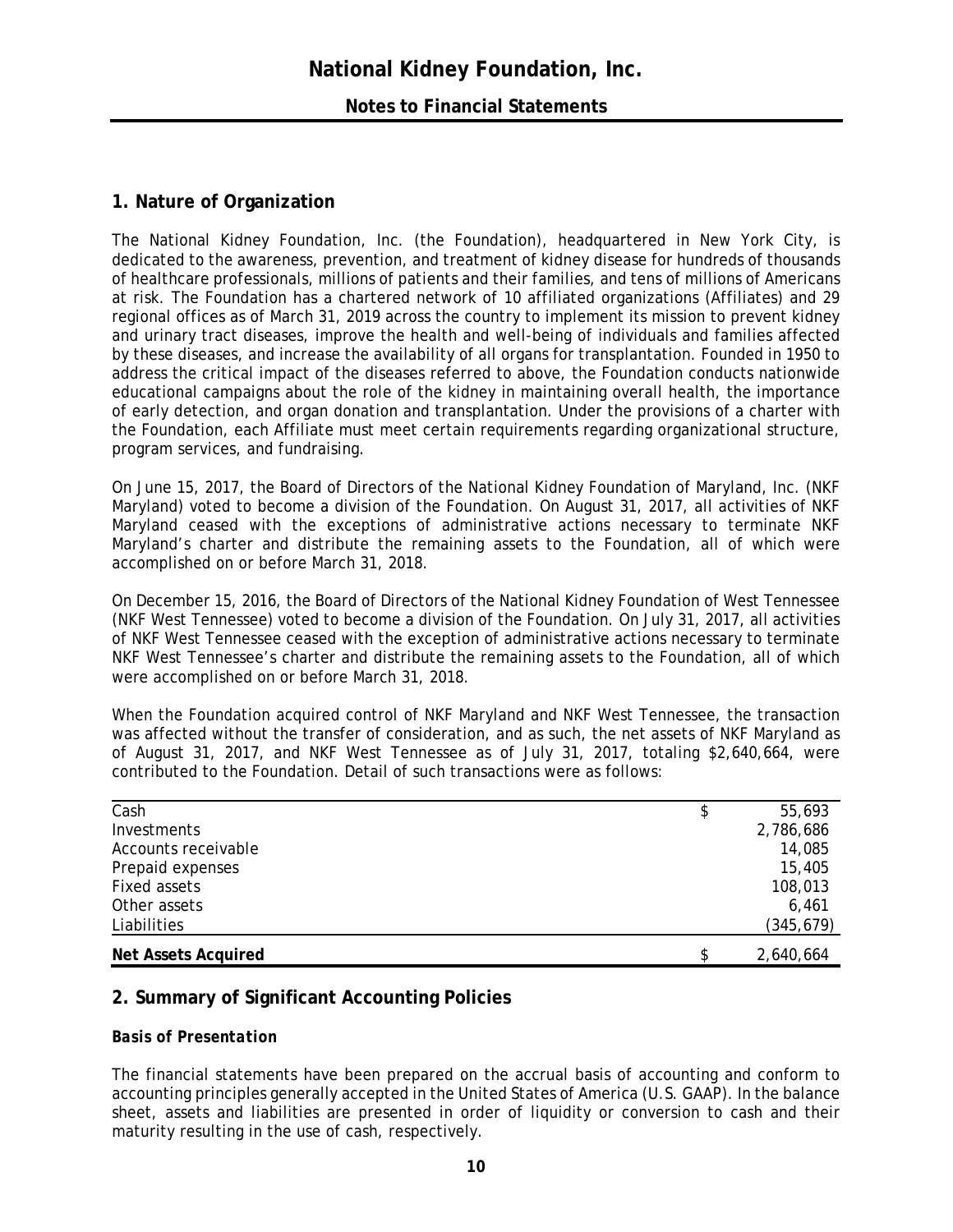## 1. Nature of Organization

The National Kidney Foundation, Inc. (the Foundation), headquartered in New York City, is dedicated to the awareness, prevention, and treatment of kidney disease for hundreds of thousands of healthcare professionals, millions of patients and their families, and tens of millions of Americans at risk. The Foundation has a chartered network of 10 affiliated organizations (Affiliates) and 29 regional offices as of March 31, 2019 across the country to implement its mission to prevent kidney and urinary tract diseases, improve the health and well-being of individuals and families affected by these diseases, and increase the availability of all organs for transplantation. Founded in 1950 to address the critical impact of the diseases referred to above, the Foundation conducts nationwide educational campaigns about the role of the kidney in maintaining overall health, the importance of early detection, and organ donation and transplantation. Under the provisions of a charter with the Foundation, each Affiliate must meet certain requirements regarding organizational structure, program services, and fundraising.

On June 15, 2017, the Board of Directors of the National Kidney Foundation of Maryland, Inc. (NKF Maryland) voted to become a division of the Foundation. On August 31, 2017, all activities of NKF Maryland ceased with the exceptions of administrative actions necessary to terminate NKF Maryland's charter and distribute the remaining assets to the Foundation, all of which were accomplished on or before March 31, 2018.

On December 15, 2016, the Board of Directors of the National Kidney Foundation of West Tennessee (NKF West Tennessee) voted to become a division of the Foundation. On July 31, 2017, all activities of NKF West Tennessee ceased with the exception of administrative actions necessary to terminate NKF West Tennessee's charter and distribute the remaining assets to the Foundation, all of which were accomplished on or before March 31, 2018.

When the Foundation acquired control of NKF Maryland and NKF West Tennessee, the transaction was affected without the transfer of consideration, and as such, the net assets of NKF Maryland as of August 31, 2017, and NKF West Tennessee as of July 31, 2017, totaling $2,640,664, were contributed to the Foundation. Detail of such transactions were as follows:

| | |
|---|---|
| Cash | $ 55,693 |
| Investments | 2,786,686 |
| Accounts receivable | 14,085 |
| Prepaid expenses | 15,405 |
| Fixed assets | 108,013 |
| Other assets | 6,461 |
| Liabilities | (345,679) |
| **Net Assets Acquired** | $ 2,640,664 |

## 2. Summary of Significant Accounting Policies

### *Basis of Presentation*

The financial statements have been prepared on the accrual basis of accounting and conform to accounting principles generally accepted in the United States of America (U.S. GAAP). In the balance sheet, assets and liabilities are presented in order of liquidity or conversion to cash and their maturity resulting in the use of cash, respectively.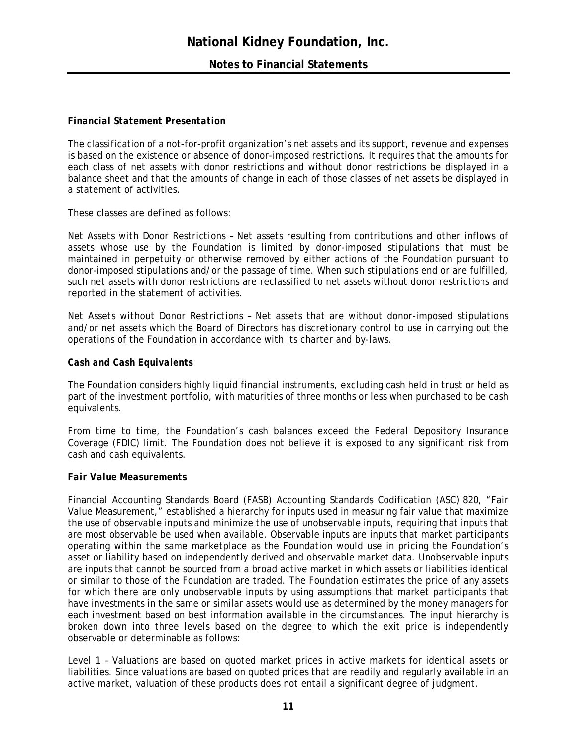### *Financial Statement Presentation*

The classification of a not-for-profit organization's net assets and its support, revenue and expenses is based on the existence or absence of donor-imposed restrictions. It requires that the amounts for each class of net assets with donor restrictions and without donor restrictions be displayed in a balance sheet and that the amounts of change in each of those classes of net assets be displayed in a statement of activities.

These classes are defined as follows:

*Net Assets with Donor Restrictions* – Net assets resulting from contributions and other inflows of assets whose use by the Foundation is limited by donor-imposed stipulations that must be maintained in perpetuity or otherwise removed by either actions of the Foundation pursuant to donor-imposed stipulations and/or the passage of time. When such stipulations end or are fulfilled, such net assets with donor restrictions are reclassified to net assets without donor restrictions and reported in the statement of activities.

*Net Assets without Donor Restrictions* – Net assets that are without donor-imposed stipulations and/or net assets which the Board of Directors has discretionary control to use in carrying out the operations of the Foundation in accordance with its charter and by-laws.

### *Cash and Cash Equivalents*

The Foundation considers highly liquid financial instruments, excluding cash held in trust or held as part of the investment portfolio, with maturities of three months or less when purchased to be cash equivalents.

From time to time, the Foundation's cash balances exceed the Federal Depository Insurance Coverage (FDIC) limit. The Foundation does not believe it is exposed to any significant risk from cash and cash equivalents.

### *Fair Value Measurements*

Financial Accounting Standards Board (FASB) Accounting Standards Codification (ASC) 820, "Fair Value Measurement," established a hierarchy for inputs used in measuring fair value that maximize the use of observable inputs and minimize the use of unobservable inputs, requiring that inputs that are most observable be used when available. Observable inputs are inputs that market participants operating within the same marketplace as the Foundation would use in pricing the Foundation's asset or liability based on independently derived and observable market data. Unobservable inputs are inputs that cannot be sourced from a broad active market in which assets or liabilities identical or similar to those of the Foundation are traded. The Foundation estimates the price of any assets for which there are only unobservable inputs by using assumptions that market participants that have investments in the same or similar assets would use as determined by the money managers for each investment based on best information available in the circumstances. The input hierarchy is broken down into three levels based on the degree to which the exit price is independently observable or determinable as follows:

Level 1 – Valuations are based on quoted market prices in active markets for identical assets or liabilities. Since valuations are based on quoted prices that are readily and regularly available in an active market, valuation of these products does not entail a significant degree of judgment.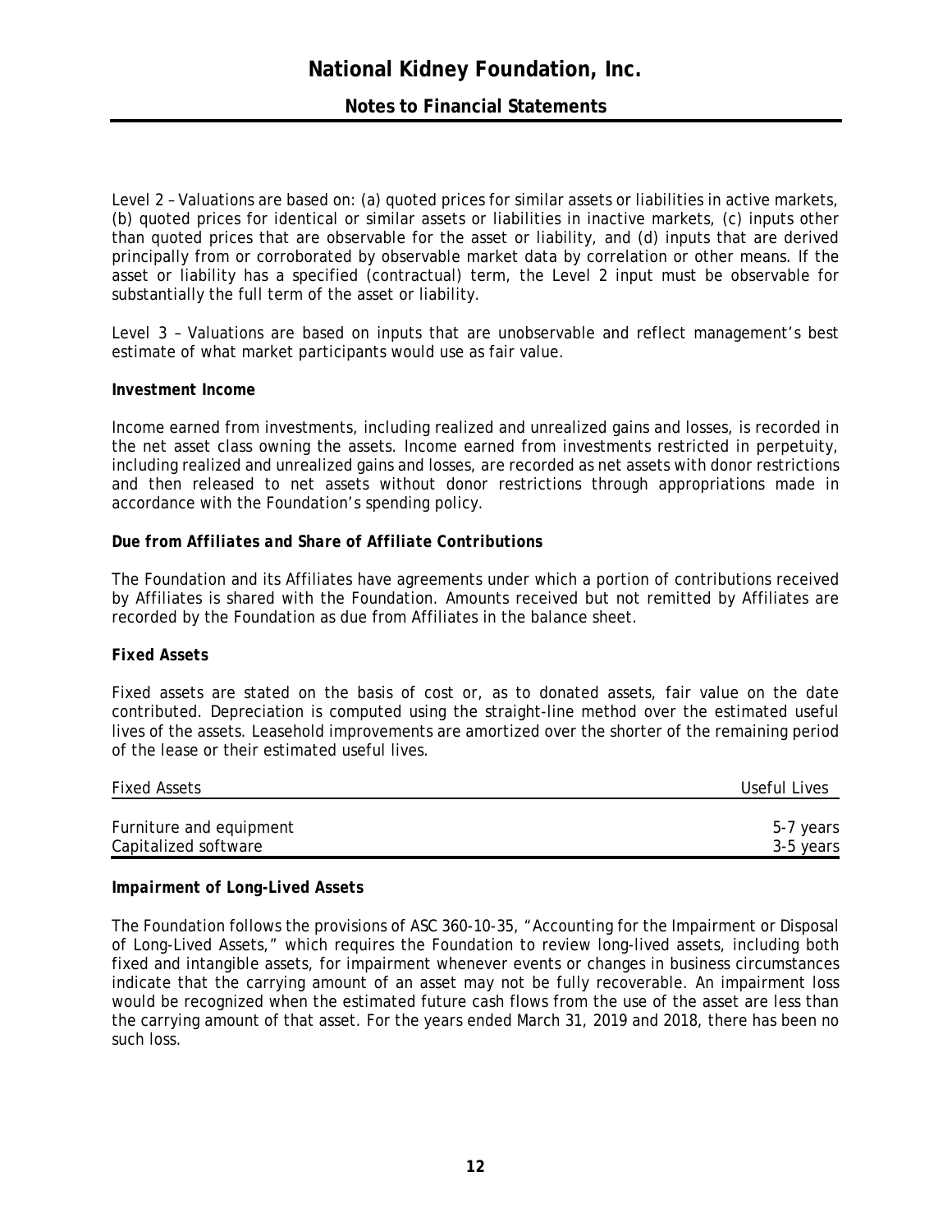Level 2 – Valuations are based on: (a) quoted prices for similar assets or liabilities in active markets, (b) quoted prices for identical or similar assets or liabilities in inactive markets, (c) inputs other than quoted prices that are observable for the asset or liability, and (d) inputs that are derived principally from or corroborated by observable market data by correlation or other means. If the asset or liability has a specified (contractual) term, the Level 2 input must be observable for substantially the full term of the asset or liability.

Level 3 – Valuations are based on inputs that are unobservable and reflect management's best estimate of what market participants would use as fair value.

**Investment Income**

Income earned from investments, including realized and unrealized gains and losses, is recorded in the net asset class owning the assets. Income earned from investments restricted in perpetuity, including realized and unrealized gains and losses, are recorded as net assets with donor restrictions and then released to net assets without donor restrictions through appropriations made in accordance with the Foundation's spending policy.

***Due from Affiliates and Share of Affiliate Contributions***

The Foundation and its Affiliates have agreements under which a portion of contributions received by Affiliates is shared with the Foundation. Amounts received but not remitted by Affiliates are recorded by the Foundation as due from Affiliates in the balance sheet.

**Fixed Assets**

Fixed assets are stated on the basis of cost or, as to donated assets, fair value on the date contributed. Depreciation is computed using the straight-line method over the estimated useful lives of the assets. Leasehold improvements are amortized over the shorter of the remaining period of the lease or their estimated useful lives.

| Fixed Assets | Useful Lives |
|---|---|
| Furniture and equipment | 5-7 years |
| Capitalized software | 3-5 years |

***Impairment of Long-Lived Assets***

The Foundation follows the provisions of ASC 360-10-35, "Accounting for the Impairment or Disposal of Long-Lived Assets," which requires the Foundation to review long-lived assets, including both fixed and intangible assets, for impairment whenever events or changes in business circumstances indicate that the carrying amount of an asset may not be fully recoverable. An impairment loss would be recognized when the estimated future cash flows from the use of the asset are less than the carrying amount of that asset. For the years ended March 31, 2019 and 2018, there has been no such loss.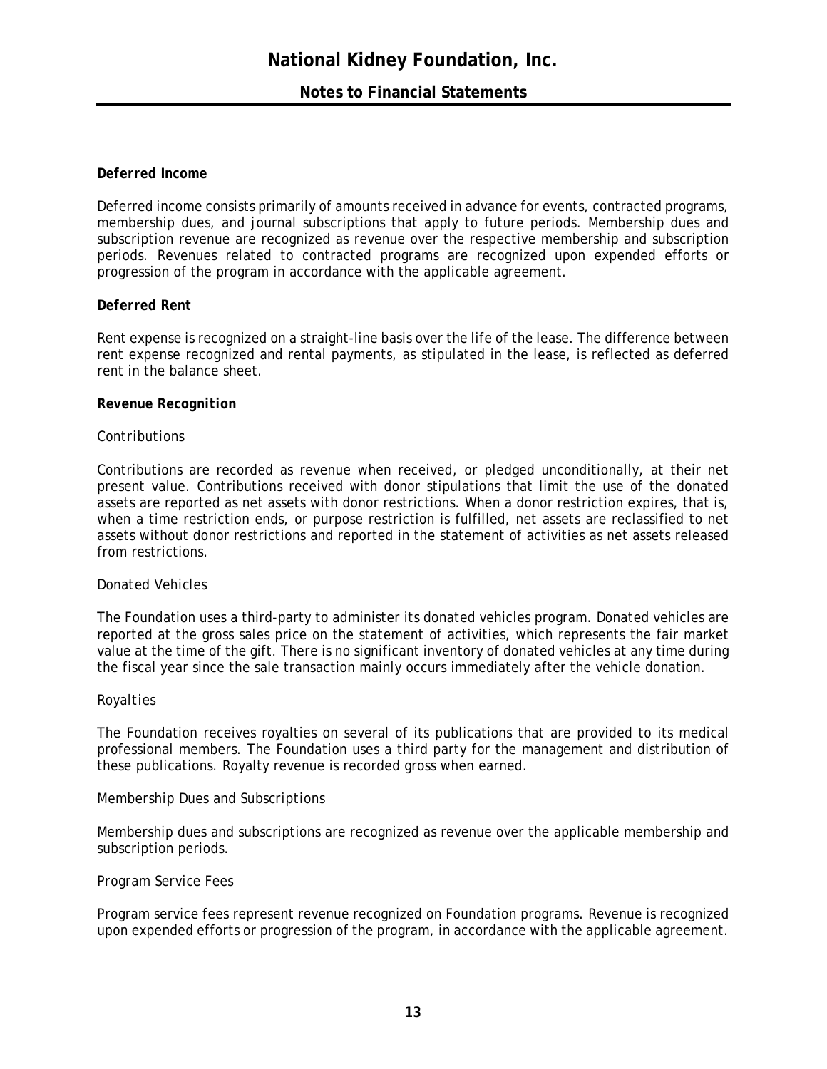**Deferred Income**

Deferred income consists primarily of amounts received in advance for events, contracted programs, membership dues, and journal subscriptions that apply to future periods. Membership dues and subscription revenue are recognized as revenue over the respective membership and subscription periods. Revenues related to contracted programs are recognized upon expended efforts or progression of the program in accordance with the applicable agreement.

**Deferred Rent**

Rent expense is recognized on a straight-line basis over the life of the lease. The difference between rent expense recognized and rental payments, as stipulated in the lease, is reflected as deferred rent in the balance sheet.

**Revenue Recognition**

*Contributions*

Contributions are recorded as revenue when received, or pledged unconditionally, at their net present value. Contributions received with donor stipulations that limit the use of the donated assets are reported as net assets with donor restrictions. When a donor restriction expires, that is, when a time restriction ends, or purpose restriction is fulfilled, net assets are reclassified to net assets without donor restrictions and reported in the statement of activities as net assets released from restrictions.

*Donated Vehicles*

The Foundation uses a third-party to administer its donated vehicles program. Donated vehicles are reported at the gross sales price on the statement of activities, which represents the fair market value at the time of the gift. There is no significant inventory of donated vehicles at any time during the fiscal year since the sale transaction mainly occurs immediately after the vehicle donation.

*Royalties*

The Foundation receives royalties on several of its publications that are provided to its medical professional members. The Foundation uses a third party for the management and distribution of these publications. Royalty revenue is recorded gross when earned.

*Membership Dues and Subscriptions*

Membership dues and subscriptions are recognized as revenue over the applicable membership and subscription periods.

*Program Service Fees*

Program service fees represent revenue recognized on Foundation programs. Revenue is recognized upon expended efforts or progression of the program, in accordance with the applicable agreement.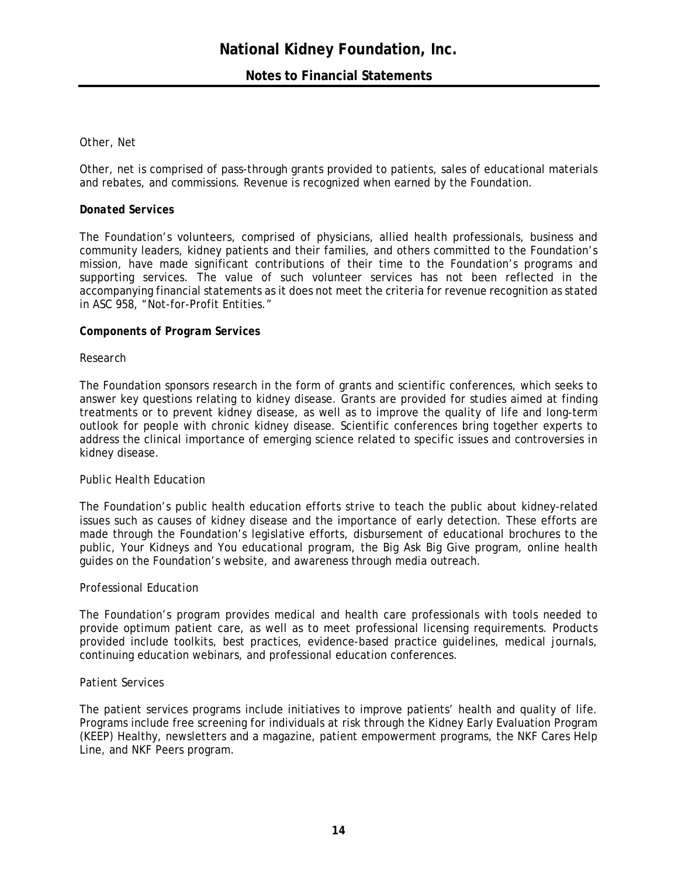*Other, Net*

Other, net is comprised of pass-through grants provided to patients, sales of educational materials and rebates, and commissions. Revenue is recognized when earned by the Foundation.

***Donated Services***

The Foundation's volunteers, comprised of physicians, allied health professionals, business and community leaders, kidney patients and their families, and others committed to the Foundation's mission, have made significant contributions of their time to the Foundation's programs and supporting services. The value of such volunteer services has not been reflected in the accompanying financial statements as it does not meet the criteria for revenue recognition as stated in ASC 958, "Not-for-Profit Entities."

***Components of Program Services***

*Research*

The Foundation sponsors research in the form of grants and scientific conferences, which seeks to answer key questions relating to kidney disease. Grants are provided for studies aimed at finding treatments or to prevent kidney disease, as well as to improve the quality of life and long-term outlook for people with chronic kidney disease. Scientific conferences bring together experts to address the clinical importance of emerging science related to specific issues and controversies in kidney disease.

*Public Health Education*

The Foundation's public health education efforts strive to teach the public about kidney-related issues such as causes of kidney disease and the importance of early detection. These efforts are made through the Foundation's legislative efforts, disbursement of educational brochures to the public, Your Kidneys and You educational program, the Big Ask Big Give program, online health guides on the Foundation's website, and awareness through media outreach.

*Professional Education*

The Foundation's program provides medical and health care professionals with tools needed to provide optimum patient care, as well as to meet professional licensing requirements. Products provided include toolkits, best practices, evidence-based practice guidelines, medical journals, continuing education webinars, and professional education conferences.

*Patient Services*

The patient services programs include initiatives to improve patients' health and quality of life. Programs include free screening for individuals at risk through the Kidney Early Evaluation Program (KEEP) Healthy, newsletters and a magazine, patient empowerment programs, the NKF Cares Help Line, and NKF Peers program.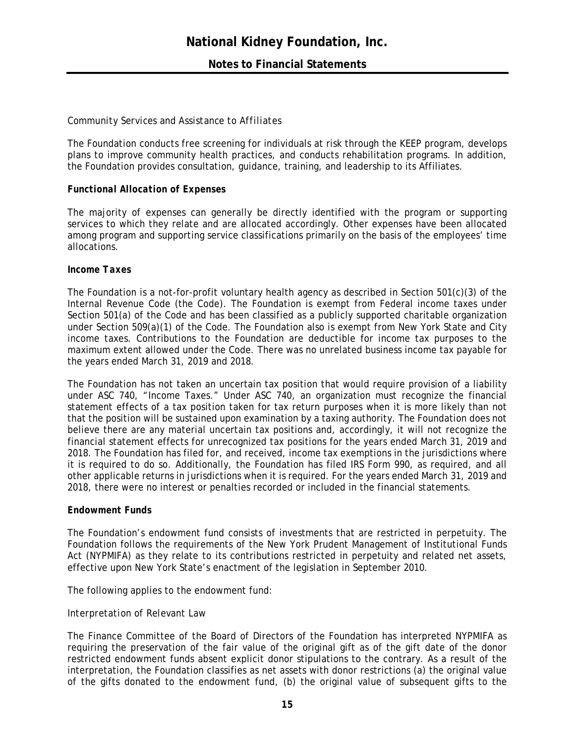*Community Services and Assistance to Affiliates*

The Foundation conducts free screening for individuals at risk through the KEEP program, develops plans to improve community health practices, and conducts rehabilitation programs. In addition, the Foundation provides consultation, guidance, training, and leadership to its Affiliates.

***Functional Allocation of Expenses***

The majority of expenses can generally be directly identified with the program or supporting services to which they relate and are allocated accordingly. Other expenses have been allocated among program and supporting service classifications primarily on the basis of the employees' time allocations.

***Income Taxes***

The Foundation is a not-for-profit voluntary health agency as described in Section 501(c)(3) of the Internal Revenue Code (the Code). The Foundation is exempt from Federal income taxes under Section 501(a) of the Code and has been classified as a publicly supported charitable organization under Section 509(a)(1) of the Code. The Foundation also is exempt from New York State and City income taxes. Contributions to the Foundation are deductible for income tax purposes to the maximum extent allowed under the Code. There was no unrelated business income tax payable for the years ended March 31, 2019 and 2018.

The Foundation has not taken an uncertain tax position that would require provision of a liability under ASC 740, "Income Taxes." Under ASC 740, an organization must recognize the financial statement effects of a tax position taken for tax return purposes when it is more likely than not that the position will be sustained upon examination by a taxing authority. The Foundation does not believe there are any material uncertain tax positions and, accordingly, it will not recognize the financial statement effects for unrecognized tax positions for the years ended March 31, 2019 and 2018. The Foundation has filed for, and received, income tax exemptions in the jurisdictions where it is required to do so. Additionally, the Foundation has filed IRS Form 990, as required, and all other applicable returns in jurisdictions when it is required. For the years ended March 31, 2019 and 2018, there were no interest or penalties recorded or included in the financial statements.

***Endowment Funds***

The Foundation's endowment fund consists of investments that are restricted in perpetuity. The Foundation follows the requirements of the New York Prudent Management of Institutional Funds Act (NYPMIFA) as they relate to its contributions restricted in perpetuity and related net assets, effective upon New York State's enactment of the legislation in September 2010.

The following applies to the endowment fund:

*Interpretation of Relevant Law*

The Finance Committee of the Board of Directors of the Foundation has interpreted NYPMIFA as requiring the preservation of the fair value of the original gift as of the gift date of the donor restricted endowment funds absent explicit donor stipulations to the contrary. As a result of the interpretation, the Foundation classifies as net assets with donor restrictions (a) the original value of the gifts donated to the endowment fund, (b) the original value of subsequent gifts to the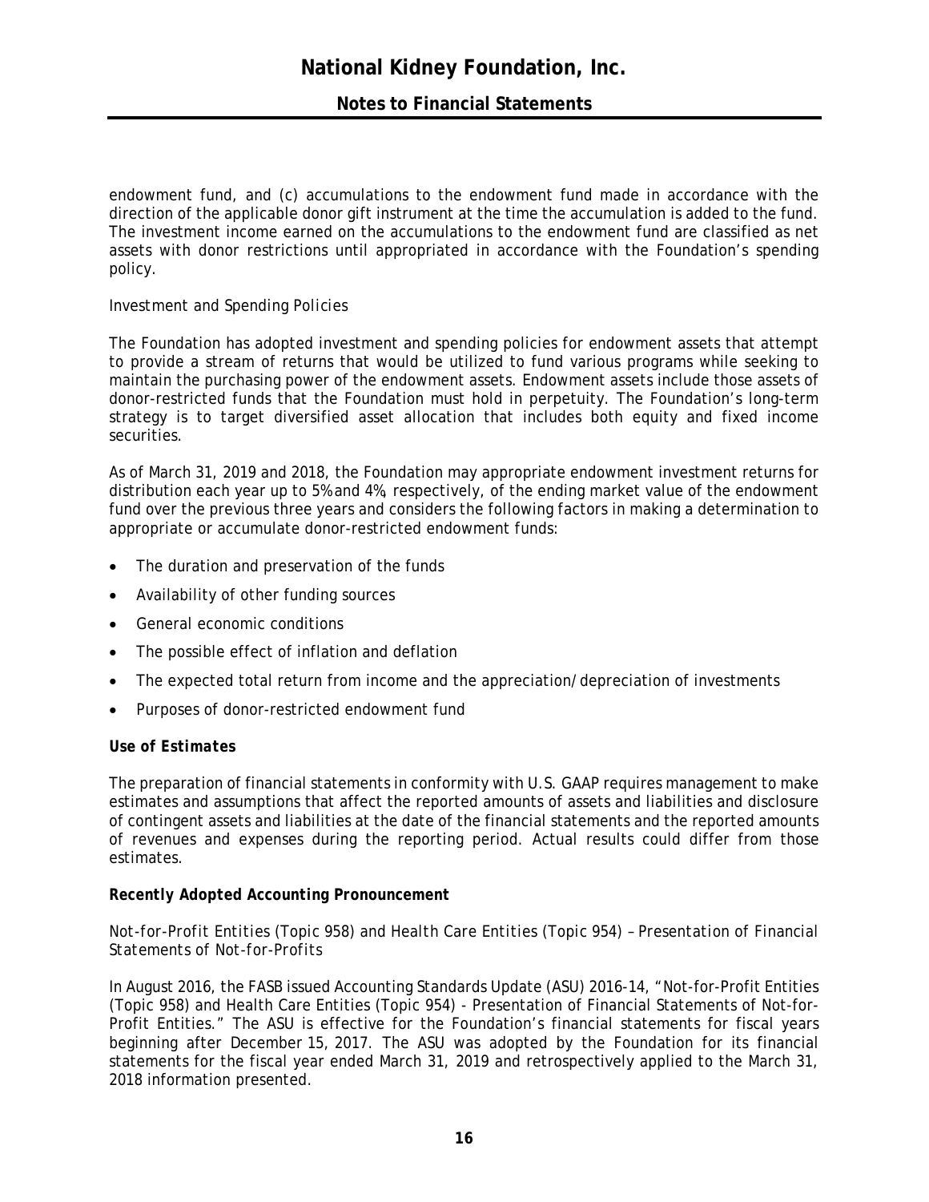endowment fund, and (c) accumulations to the endowment fund made in accordance with the direction of the applicable donor gift instrument at the time the accumulation is added to the fund. The investment income earned on the accumulations to the endowment fund are classified as net assets with donor restrictions until appropriated in accordance with the Foundation's spending policy.

*Investment and Spending Policies*

The Foundation has adopted investment and spending policies for endowment assets that attempt to provide a stream of returns that would be utilized to fund various programs while seeking to maintain the purchasing power of the endowment assets. Endowment assets include those assets of donor-restricted funds that the Foundation must hold in perpetuity. The Foundation's long-term strategy is to target diversified asset allocation that includes both equity and fixed income securities.

As of March 31, 2019 and 2018, the Foundation may appropriate endowment investment returns for distribution each year up to 5% and 4%, respectively, of the ending market value of the endowment fund over the previous three years and considers the following factors in making a determination to appropriate or accumulate donor-restricted endowment funds:

- The duration and preservation of the funds
- Availability of other funding sources
- General economic conditions
- The possible effect of inflation and deflation
- The expected total return from income and the appreciation/depreciation of investments
- Purposes of donor-restricted endowment fund

***Use of Estimates***

The preparation of financial statements in conformity with U.S. GAAP requires management to make estimates and assumptions that affect the reported amounts of assets and liabilities and disclosure of contingent assets and liabilities at the date of the financial statements and the reported amounts of revenues and expenses during the reporting period. Actual results could differ from those estimates.

***Recently Adopted Accounting Pronouncement***

*Not-for-Profit Entities (Topic 958) and Health Care Entities (Topic 954) – Presentation of Financial Statements of Not-for-Profits*

In August 2016, the FASB issued Accounting Standards Update (ASU) 2016-14, "Not-for-Profit Entities (Topic 958) and Health Care Entities (Topic 954) - Presentation of Financial Statements of Not-for-Profit Entities." The ASU is effective for the Foundation's financial statements for fiscal years beginning after December 15, 2017. The ASU was adopted by the Foundation for its financial statements for the fiscal year ended March 31, 2019 and retrospectively applied to the March 31, 2018 information presented.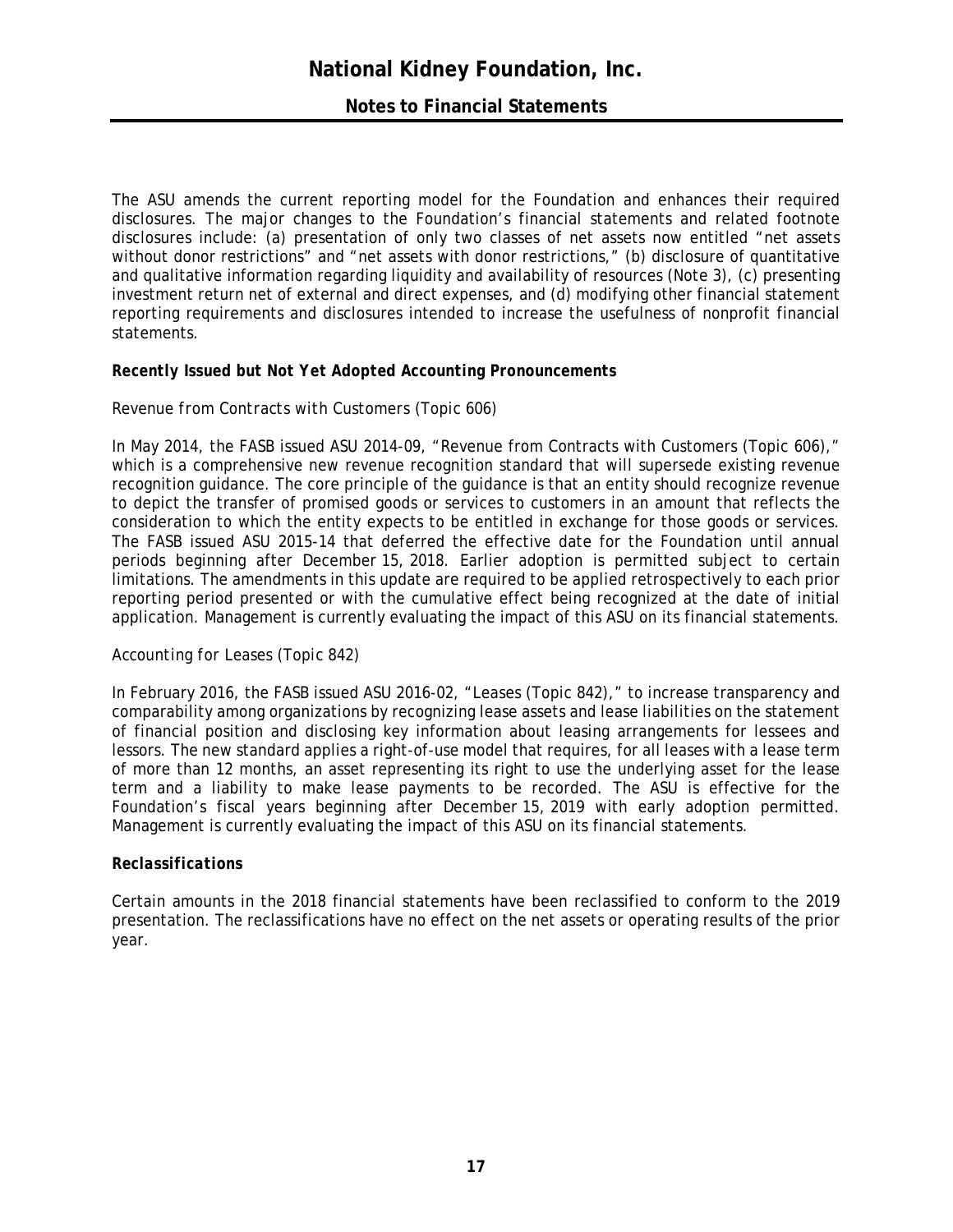The ASU amends the current reporting model for the Foundation and enhances their required disclosures. The major changes to the Foundation's financial statements and related footnote disclosures include: (a) presentation of only two classes of net assets now entitled "net assets without donor restrictions" and "net assets with donor restrictions," (b) disclosure of quantitative and qualitative information regarding liquidity and availability of resources (Note 3), (c) presenting investment return net of external and direct expenses, and (d) modifying other financial statement reporting requirements and disclosures intended to increase the usefulness of nonprofit financial statements.

***Recently Issued but Not Yet Adopted Accounting Pronouncements***

*Revenue from Contracts with Customers (Topic 606)*

In May 2014, the FASB issued ASU 2014-09, "Revenue from Contracts with Customers (Topic 606)," which is a comprehensive new revenue recognition standard that will supersede existing revenue recognition guidance. The core principle of the guidance is that an entity should recognize revenue to depict the transfer of promised goods or services to customers in an amount that reflects the consideration to which the entity expects to be entitled in exchange for those goods or services. The FASB issued ASU 2015-14 that deferred the effective date for the Foundation until annual periods beginning after December 15, 2018. Earlier adoption is permitted subject to certain limitations. The amendments in this update are required to be applied retrospectively to each prior reporting period presented or with the cumulative effect being recognized at the date of initial application. Management is currently evaluating the impact of this ASU on its financial statements.

*Accounting for Leases (Topic 842)*

In February 2016, the FASB issued ASU 2016-02, "Leases (Topic 842)," to increase transparency and comparability among organizations by recognizing lease assets and lease liabilities on the statement of financial position and disclosing key information about leasing arrangements for lessees and lessors. The new standard applies a right-of-use model that requires, for all leases with a lease term of more than 12 months, an asset representing its right to use the underlying asset for the lease term and a liability to make lease payments to be recorded. The ASU is effective for the Foundation's fiscal years beginning after December 15, 2019 with early adoption permitted. Management is currently evaluating the impact of this ASU on its financial statements.

***Reclassifications***

Certain amounts in the 2018 financial statements have been reclassified to conform to the 2019 presentation. The reclassifications have no effect on the net assets or operating results of the prior year.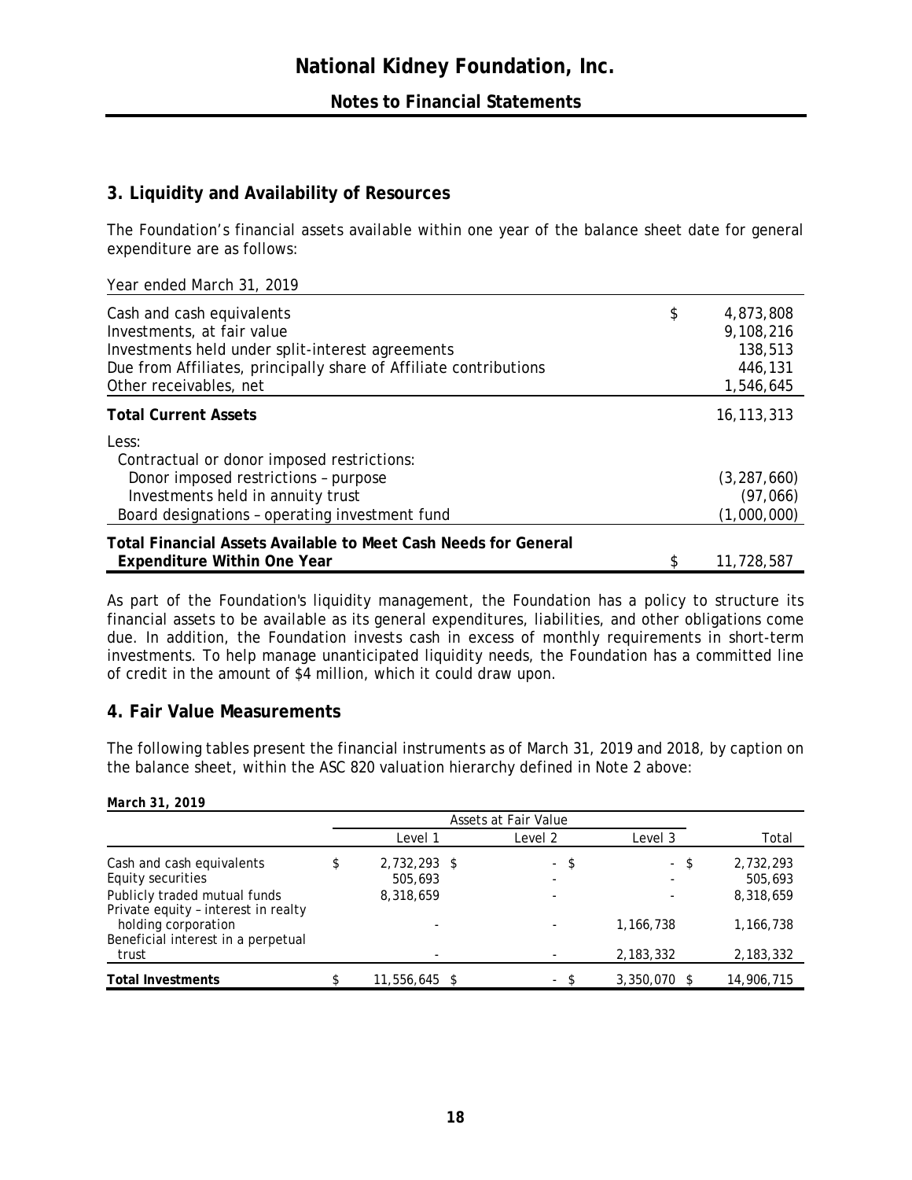## 3. Liquidity and Availability of Resources

The Foundation's financial assets available within one year of the balance sheet date for general expenditure are as follows:

| Year ended March 31, 2019 | |
|---|---|
| Cash and cash equivalents | $ 4,873,808 |
| Investments, at fair value | 9,108,216 |
| Investments held under split-interest agreements | 138,513 |
| Due from Affiliates, principally share of Affiliate contributions | 446,131 |
| Other receivables, net | 1,546,645 |
| **Total Current Assets** | 16,113,313 |
| Less: | |
| Contractual or donor imposed restrictions: | |
| Donor imposed restrictions – purpose | (3,287,660) |
| Investments held in annuity trust | (97,066) |
| Board designations – operating investment fund | (1,000,000) |
| **Total Financial Assets Available to Meet Cash Needs for General Expenditure Within One Year** | $ 11,728,587 |

As part of the Foundation's liquidity management, the Foundation has a policy to structure its financial assets to be available as its general expenditures, liabilities, and other obligations come due. In addition, the Foundation invests cash in excess of monthly requirements in short-term investments. To help manage unanticipated liquidity needs, the Foundation has a committed line of credit in the amount of $4 million, which it could draw upon.

## 4. Fair Value Measurements

The following tables present the financial instruments as of March 31, 2019 and 2018, by caption on the balance sheet, within the ASC 820 valuation hierarchy defined in Note 2 above:

**March 31, 2019**

| | Assets at Fair Value | | | |
|---|---|---|---|---|
| | Level 1 | Level 2 | Level 3 | Total |
| Cash and cash equivalents | $ 2,732,293 | $ - | $ - | $ 2,732,293 |
| Equity securities | 505,693 | - | - | 505,693 |
| Publicly traded mutual funds | 8,318,659 | - | - | 8,318,659 |
| Private equity – interest in realty holding corporation | - | - | 1,166,738 | 1,166,738 |
| Beneficial interest in a perpetual trust | - | - | 2,183,332 | 2,183,332 |
| **Total Investments** | $ 11,556,645 | $ - | $ 3,350,070 | $ 14,906,715 |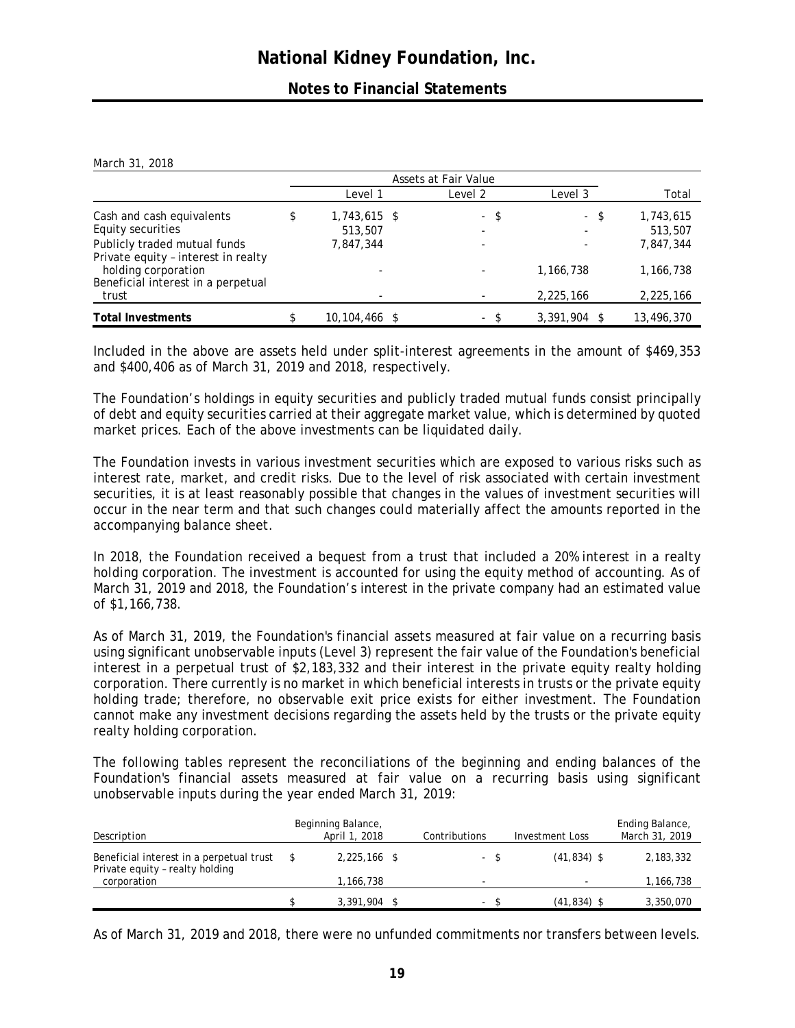March 31, 2018

| | Assets at Fair Value | | | |
|---|---|---|---|---|
| | Level 1 | Level 2 | Level 3 | Total |
| Cash and cash equivalents | $ 1,743,615 | $ - | $ - | $ 1,743,615 |
| Equity securities | 513,507 | - | - | 513,507 |
| Publicly traded mutual funds | 7,847,344 | - | - | 7,847,344 |
| Private equity – interest in realty holding corporation | - | - | 1,166,738 | 1,166,738 |
| Beneficial interest in a perpetual trust | - | - | 2,225,166 | 2,225,166 |
| **Total Investments** | $ 10,104,466 | $ - | $ 3,391,904 | $ 13,496,370 |

Included in the above are assets held under split-interest agreements in the amount of $469,353 and $400,406 as of March 31, 2019 and 2018, respectively.

The Foundation's holdings in equity securities and publicly traded mutual funds consist principally of debt and equity securities carried at their aggregate market value, which is determined by quoted market prices. Each of the above investments can be liquidated daily.

The Foundation invests in various investment securities which are exposed to various risks such as interest rate, market, and credit risks. Due to the level of risk associated with certain investment securities, it is at least reasonably possible that changes in the values of investment securities will occur in the near term and that such changes could materially affect the amounts reported in the accompanying balance sheet.

In 2018, the Foundation received a bequest from a trust that included a 20% interest in a realty holding corporation. The investment is accounted for using the equity method of accounting. As of March 31, 2019 and 2018, the Foundation's interest in the private company had an estimated value of $1,166,738.

As of March 31, 2019, the Foundation's financial assets measured at fair value on a recurring basis using significant unobservable inputs (Level 3) represent the fair value of the Foundation's beneficial interest in a perpetual trust of $2,183,332 and their interest in the private equity realty holding corporation. There currently is no market in which beneficial interests in trusts or the private equity holding trade; therefore, no observable exit price exists for either investment. The Foundation cannot make any investment decisions regarding the assets held by the trusts or the private equity realty holding corporation.

The following tables represent the reconciliations of the beginning and ending balances of the Foundation's financial assets measured at fair value on a recurring basis using significant unobservable inputs during the year ended March 31, 2019:

| Description | Beginning Balance, April 1, 2018 | Contributions | Investment Loss | Ending Balance, March 31, 2019 |
|---|---|---|---|---|
| Beneficial interest in a perpetual trust | $ 2,225,166 | $ - | $ (41,834) | $ 2,183,332 |
| Private equity – realty holding corporation | 1,166,738 | - | - | 1,166,738 |
| | $ 3,391,904 | $ - | $ (41,834) | $ 3,350,070 |

As of March 31, 2019 and 2018, there were no unfunded commitments nor transfers between levels.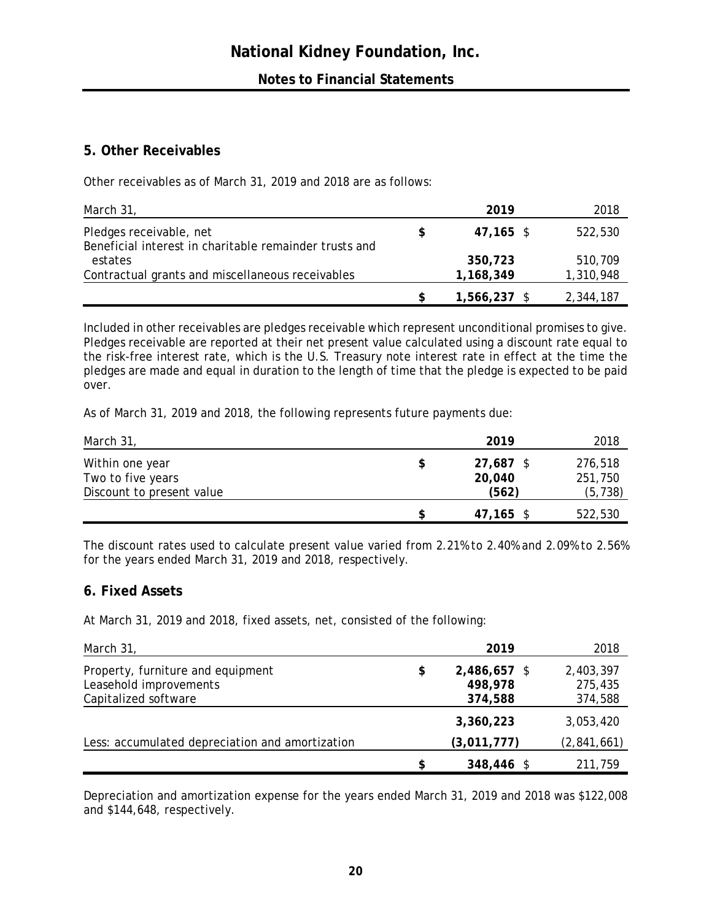## 5. Other Receivables

Other receivables as of March 31, 2019 and 2018 are as follows:

| March 31, | 2019 | 2018 |
|---|---|---|
| Pledges receivable, net | $ **47,165** | $ 522,530 |
| Beneficial interest in charitable remainder trusts and estates | **350,723** | 510,709 |
| Contractual grants and miscellaneous receivables | **1,168,349** | 1,310,948 |
| | $ **1,566,237** | $ 2,344,187 |

Included in other receivables are pledges receivable which represent unconditional promises to give. Pledges receivable are reported at their net present value calculated using a discount rate equal to the risk-free interest rate, which is the U.S. Treasury note interest rate in effect at the time the pledges are made and equal in duration to the length of time that the pledge is expected to be paid over.

As of March 31, 2019 and 2018, the following represents future payments due:

| March 31, | 2019 | 2018 |
|---|---|---|
| Within one year | $ **27,687** | $ 276,518 |
| Two to five years | **20,040** | 251,750 |
| Discount to present value | **(562)** | (5,738) |
| | $ **47,165** | $ 522,530 |

The discount rates used to calculate present value varied from 2.21% to 2.40% and 2.09% to 2.56% for the years ended March 31, 2019 and 2018, respectively.

## 6. Fixed Assets

At March 31, 2019 and 2018, fixed assets, net, consisted of the following:

| March 31, | 2019 | 2018 |
|---|---|---|
| Property, furniture and equipment | $ **2,486,657** | $ 2,403,397 |
| Leasehold improvements | **498,978** | 275,435 |
| Capitalized software | **374,588** | 374,588 |
| | **3,360,223** | 3,053,420 |
| Less: accumulated depreciation and amortization | **(3,011,777)** | (2,841,661) |
| | $ **348,446** | $ 211,759 |

Depreciation and amortization expense for the years ended March 31, 2019 and 2018 was $122,008 and $144,648, respectively.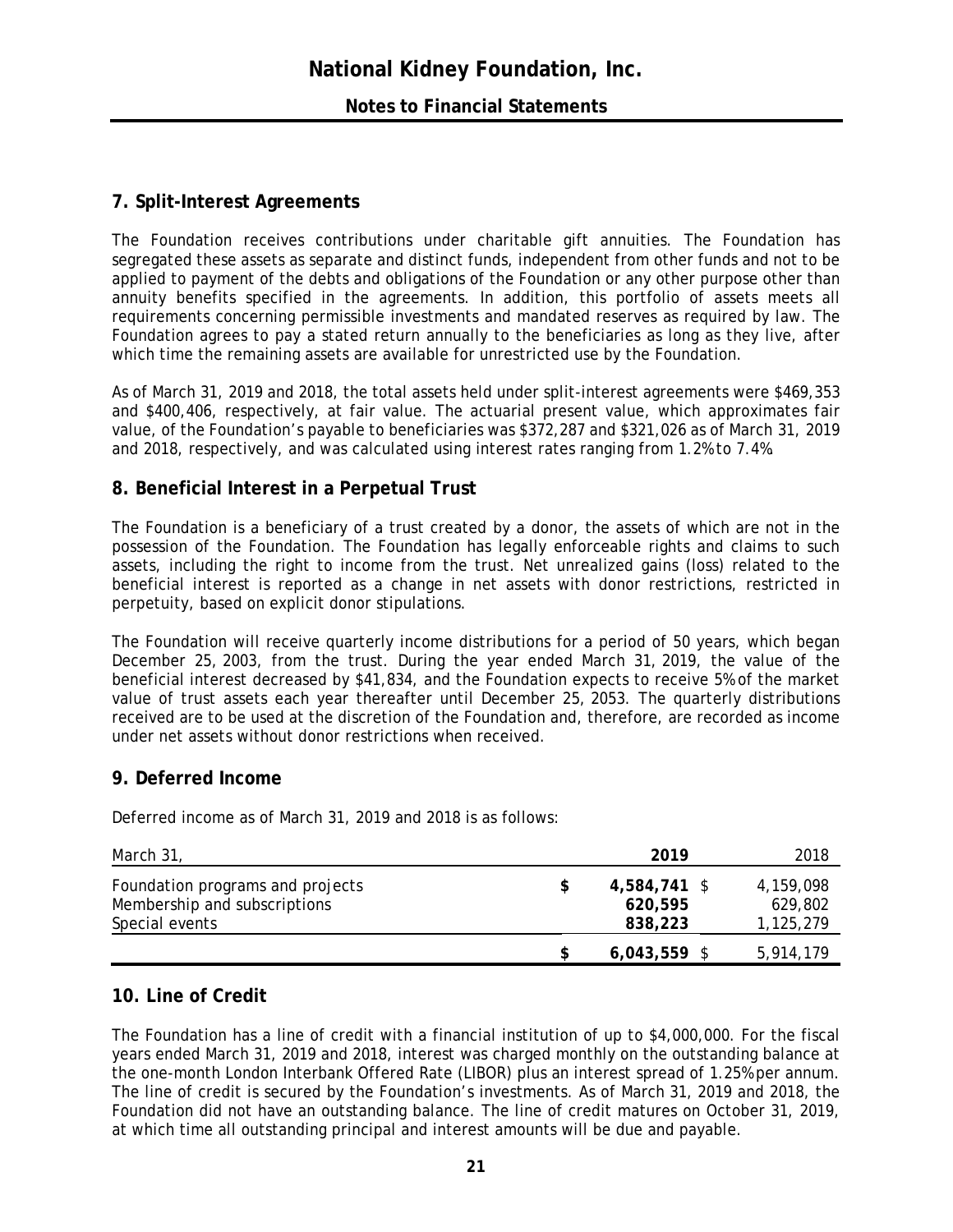## 7. Split-Interest Agreements

The Foundation receives contributions under charitable gift annuities. The Foundation has segregated these assets as separate and distinct funds, independent from other funds and not to be applied to payment of the debts and obligations of the Foundation or any other purpose other than annuity benefits specified in the agreements. In addition, this portfolio of assets meets all requirements concerning permissible investments and mandated reserves as required by law. The Foundation agrees to pay a stated return annually to the beneficiaries as long as they live, after which time the remaining assets are available for unrestricted use by the Foundation.

As of March 31, 2019 and 2018, the total assets held under split-interest agreements were $469,353 and $400,406, respectively, at fair value. The actuarial present value, which approximates fair value, of the Foundation's payable to beneficiaries was $372,287 and $321,026 as of March 31, 2019 and 2018, respectively, and was calculated using interest rates ranging from 1.2% to 7.4%.

## 8. Beneficial Interest in a Perpetual Trust

The Foundation is a beneficiary of a trust created by a donor, the assets of which are not in the possession of the Foundation. The Foundation has legally enforceable rights and claims to such assets, including the right to income from the trust. Net unrealized gains (loss) related to the beneficial interest is reported as a change in net assets with donor restrictions, restricted in perpetuity, based on explicit donor stipulations.

The Foundation will receive quarterly income distributions for a period of 50 years, which began December 25, 2003, from the trust. During the year ended March 31, 2019, the value of the beneficial interest decreased by $41,834, and the Foundation expects to receive 5% of the market value of trust assets each year thereafter until December 25, 2053. The quarterly distributions received are to be used at the discretion of the Foundation and, therefore, are recorded as income under net assets without donor restrictions when received.

## 9. Deferred Income

Deferred income as of March 31, 2019 and 2018 is as follows:

| March 31, | 2019 | 2018 |
|---|---|---|
| Foundation programs and projects | $ **4,584,741** | $ 4,159,098 |
| Membership and subscriptions | **620,595** | 629,802 |
| Special events | **838,223** | 1,125,279 |
| | $ **6,043,559** | $ 5,914,179 |

## 10. Line of Credit

The Foundation has a line of credit with a financial institution of up to $4,000,000. For the fiscal years ended March 31, 2019 and 2018, interest was charged monthly on the outstanding balance at the one-month London Interbank Offered Rate (LIBOR) plus an interest spread of 1.25% per annum. The line of credit is secured by the Foundation's investments. As of March 31, 2019 and 2018, the Foundation did not have an outstanding balance. The line of credit matures on October 31, 2019, at which time all outstanding principal and interest amounts will be due and payable.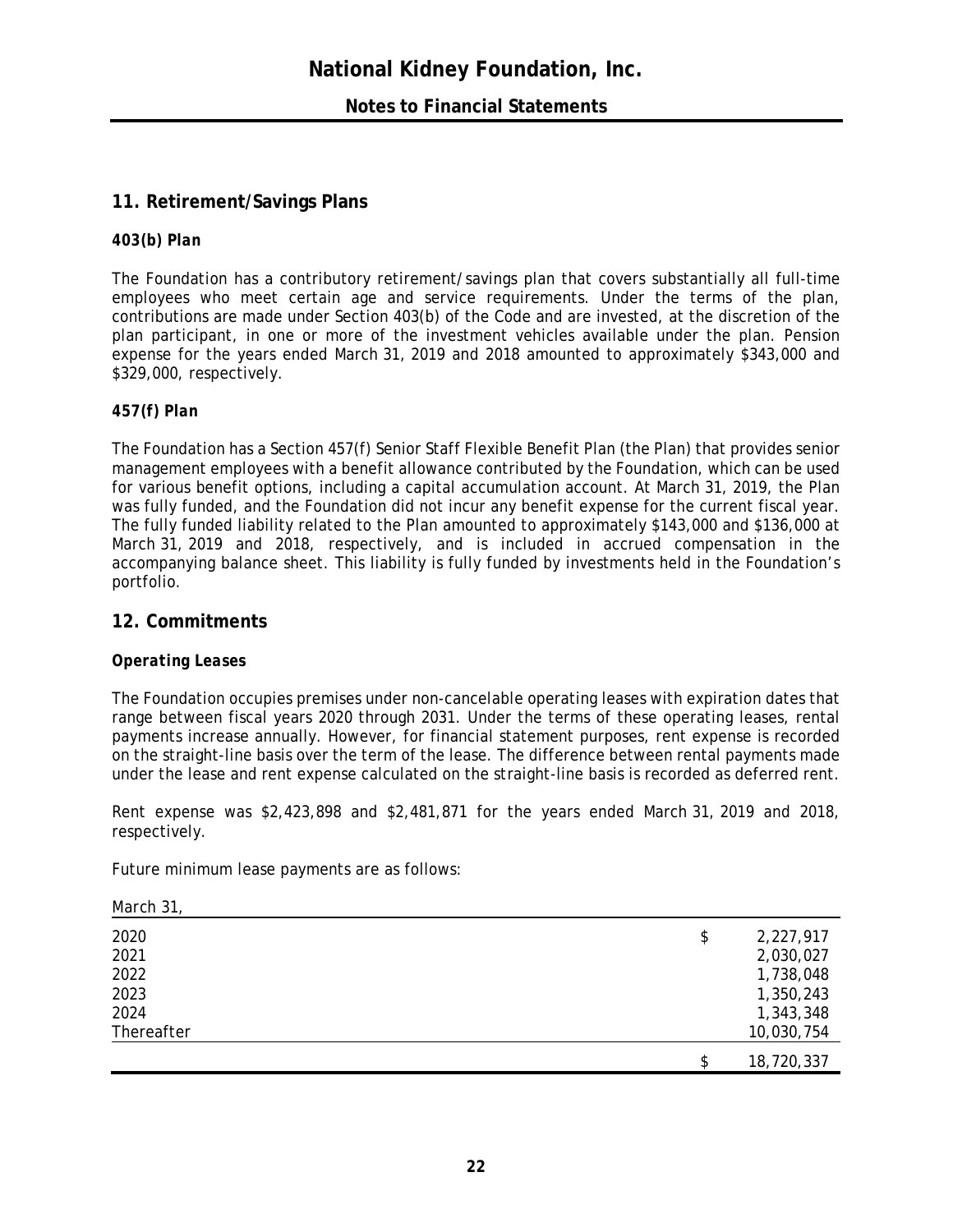## 11. Retirement/Savings Plans

### *403(b) Plan*

The Foundation has a contributory retirement/savings plan that covers substantially all full-time employees who meet certain age and service requirements. Under the terms of the plan, contributions are made under Section 403(b) of the Code and are invested, at the discretion of the plan participant, in one or more of the investment vehicles available under the plan. Pension expense for the years ended March 31, 2019 and 2018 amounted to approximately $343,000 and $329,000, respectively.

### *457(f) Plan*

The Foundation has a Section 457(f) Senior Staff Flexible Benefit Plan (the Plan) that provides senior management employees with a benefit allowance contributed by the Foundation, which can be used for various benefit options, including a capital accumulation account. At March 31, 2019, the Plan was fully funded, and the Foundation did not incur any benefit expense for the current fiscal year. The fully funded liability related to the Plan amounted to approximately $143,000 and $136,000 at March 31, 2019 and 2018, respectively, and is included in accrued compensation in the accompanying balance sheet. This liability is fully funded by investments held in the Foundation's portfolio.

## 12. Commitments

### *Operating Leases*

The Foundation occupies premises under non-cancelable operating leases with expiration dates that range between fiscal years 2020 through 2031. Under the terms of these operating leases, rental payments increase annually. However, for financial statement purposes, rent expense is recorded on the straight-line basis over the term of the lease. The difference between rental payments made under the lease and rent expense calculated on the straight-line basis is recorded as deferred rent.

Rent expense was $2,423,898 and $2,481,871 for the years ended March 31, 2019 and 2018, respectively.

Future minimum lease payments are as follows:

| March 31, | |
|---|---|
| 2020 | $ 2,227,917 |
| 2021 | 2,030,027 |
| 2022 | 1,738,048 |
| 2023 | 1,350,243 |
| 2024 | 1,343,348 |
| Thereafter | 10,030,754 |
| | $ 18,720,337 |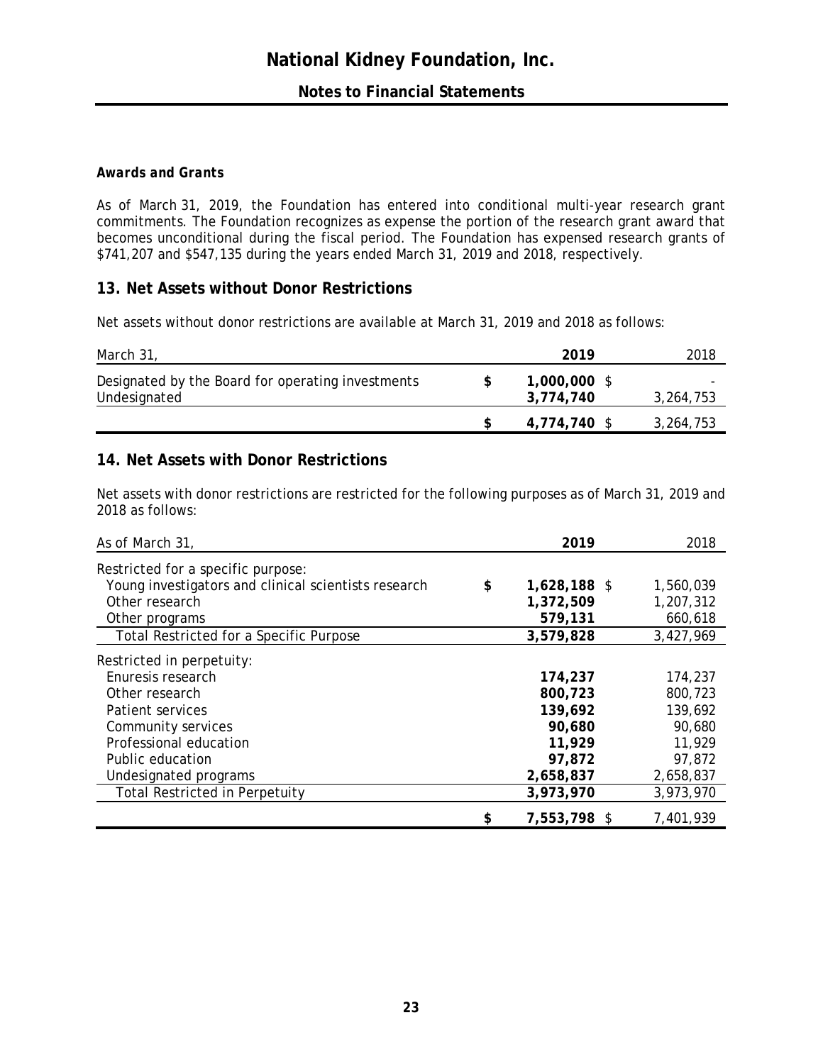### *Awards and Grants*

As of March 31, 2019, the Foundation has entered into conditional multi-year research grant commitments. The Foundation recognizes as expense the portion of the research grant award that becomes unconditional during the fiscal period. The Foundation has expensed research grants of $741,207 and $547,135 during the years ended March 31, 2019 and 2018, respectively.

## 13. Net Assets without Donor Restrictions

Net assets without donor restrictions are available at March 31, 2019 and 2018 as follows:

| March 31, | 2019 | 2018 |
|---|---|---|
| Designated by the Board for operating investments | $ 1,000,000 | $ - |
| Undesignated | 3,774,740 | 3,264,753 |
| | $ 4,774,740 | $ 3,264,753 |

## 14. Net Assets with Donor Restrictions

Net assets with donor restrictions are restricted for the following purposes as of March 31, 2019 and 2018 as follows:

| As of March 31, | 2019 | 2018 |
|---|---|---|
| Restricted for a specific purpose: | | |
| Young investigators and clinical scientists research | $ 1,628,188 | $ 1,560,039 |
| Other research | 1,372,509 | 1,207,312 |
| Other programs | 579,131 | 660,618 |
| Total Restricted for a Specific Purpose | 3,579,828 | 3,427,969 |
| Restricted in perpetuity: | | |
| Enuresis research | 174,237 | 174,237 |
| Other research | 800,723 | 800,723 |
| Patient services | 139,692 | 139,692 |
| Community services | 90,680 | 90,680 |
| Professional education | 11,929 | 11,929 |
| Public education | 97,872 | 97,872 |
| Undesignated programs | 2,658,837 | 2,658,837 |
| Total Restricted in Perpetuity | 3,973,970 | 3,973,970 |
| | $ 7,553,798 | $ 7,401,939 |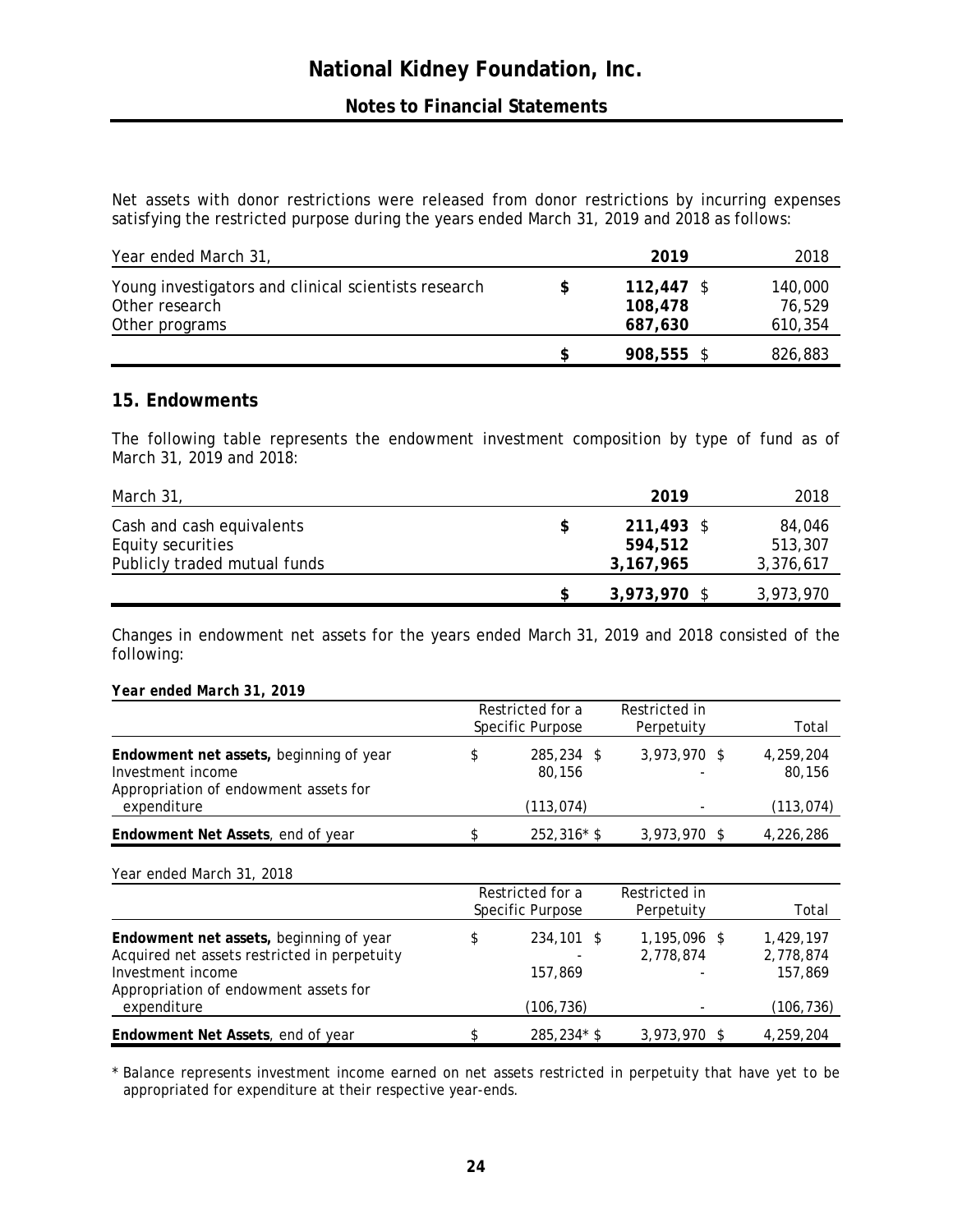Net assets with donor restrictions were released from donor restrictions by incurring expenses satisfying the restricted purpose during the years ended March 31, 2019 and 2018 as follows:

| Year ended March 31, | 2019 | 2018 |
|---|---|---|
| Young investigators and clinical scientists research | $ 112,447 | $ 140,000 |
| Other research | 108,478 | 76,529 |
| Other programs | 687,630 | 610,354 |
| | $ 908,555 | $ 826,883 |

## 15. Endowments

The following table represents the endowment investment composition by type of fund as of March 31, 2019 and 2018:

| March 31, | 2019 | 2018 |
|---|---|---|
| Cash and cash equivalents | $ 211,493 | $ 84,046 |
| Equity securities | 594,512 | 513,307 |
| Publicly traded mutual funds | 3,167,965 | 3,376,617 |
| | $ 3,973,970 | $ 3,973,970 |

Changes in endowment net assets for the years ended March 31, 2019 and 2018 consisted of the following:

***Year ended March 31, 2019***

| | Restricted for a Specific Purpose | Restricted in Perpetuity | Total |
|---|---|---|---|
| **Endowment net assets,** beginning of year | $ 285,234 | $ 3,973,970 | $ 4,259,204 |
| Investment income | 80,156 | - | 80,156 |
| Appropriation of endowment assets for expenditure | (113,074) | - | (113,074) |
| **Endowment Net Assets**, end of year | $ 252,316* | $ 3,973,970 | $ 4,226,286 |

Year ended March 31, 2018

| | Restricted for a Specific Purpose | Restricted in Perpetuity | Total |
|---|---|---|---|
| **Endowment net assets,** beginning of year | $ 234,101 | $ 1,195,096 | $ 1,429,197 |
| Acquired net assets restricted in perpetuity | - | 2,778,874 | 2,778,874 |
| Investment income | 157,869 | - | 157,869 |
| Appropriation of endowment assets for expenditure | (106,736) | - | (106,736) |
| **Endowment Net Assets**, end of year | $ 285,234* | $ 3,973,970 | $ 4,259,204 |

\* Balance represents investment income earned on net assets restricted in perpetuity that have yet to be appropriated for expenditure at their respective year-ends.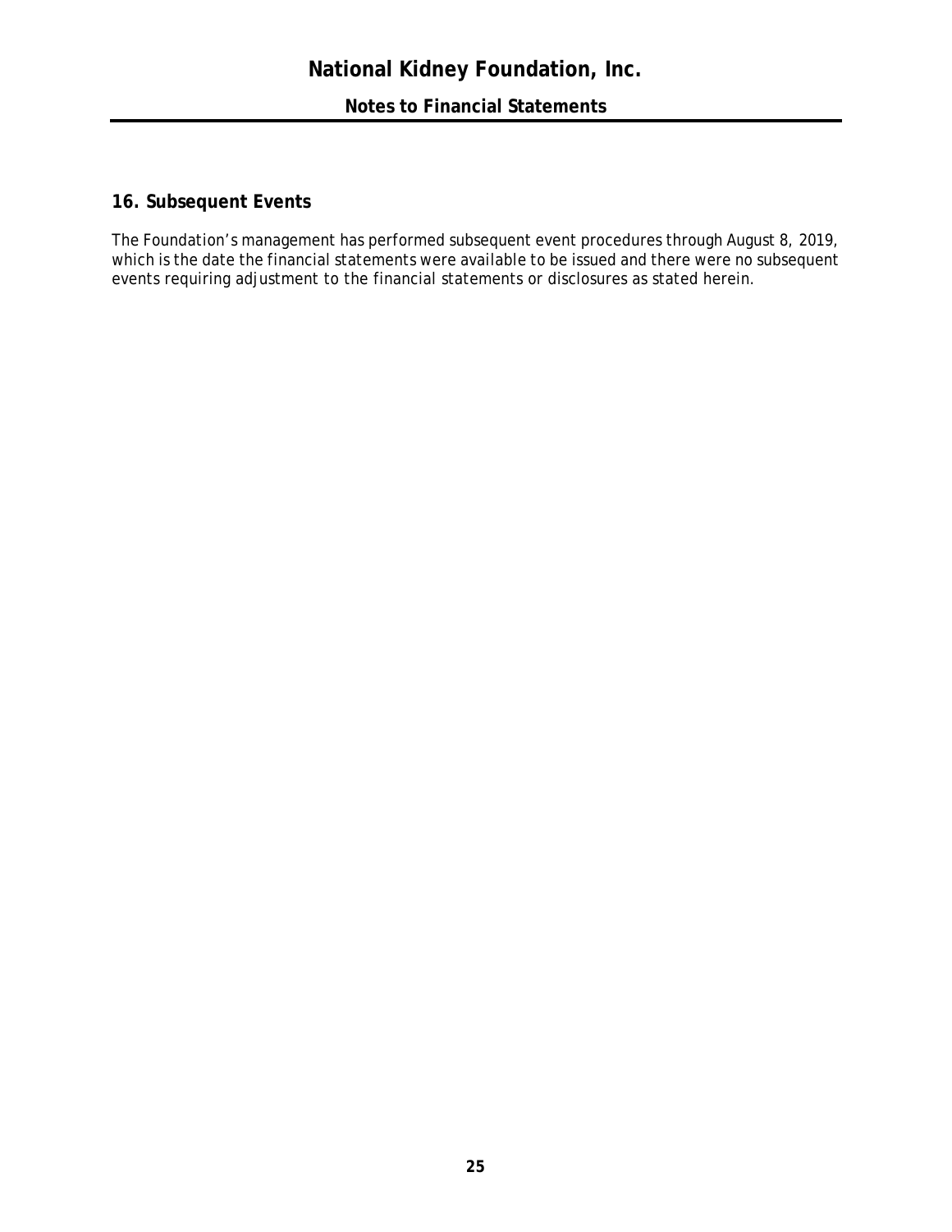## 16. Subsequent Events

The Foundation's management has performed subsequent event procedures through August 8, 2019, which is the date the financial statements were available to be issued and there were no subsequent events requiring adjustment to the financial statements or disclosures as stated herein.